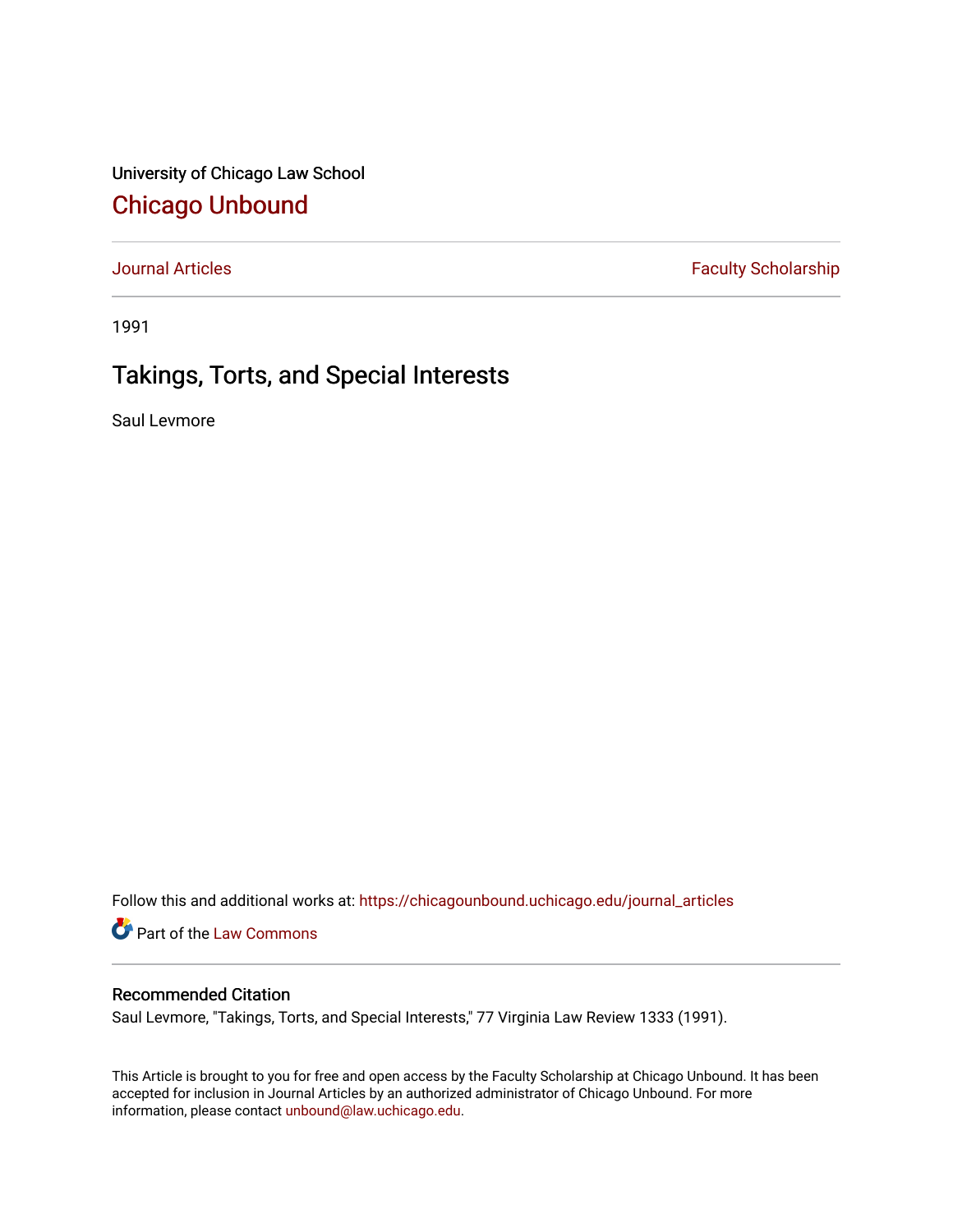University of Chicago Law School

# Chicago Unbound

Journal Articles | Faculty Scholarship

1991

## Takings, Torts, and Special Interests

Saul Levmore

Follow this and additional works at: https://chicagounbound.uchicago.edu/journal_articles

Part of the Law Commons

### Recommended Citation

Saul Levmore, "Takings, Torts, and Special Interests," 77 Virginia Law Review 1333 (1991).

This Article is brought to you for free and open access by the Faculty Scholarship at Chicago Unbound. It has been accepted for inclusion in Journal Articles by an authorized administrator of Chicago Unbound. For more information, please contact unbound@law.uchicago.edu.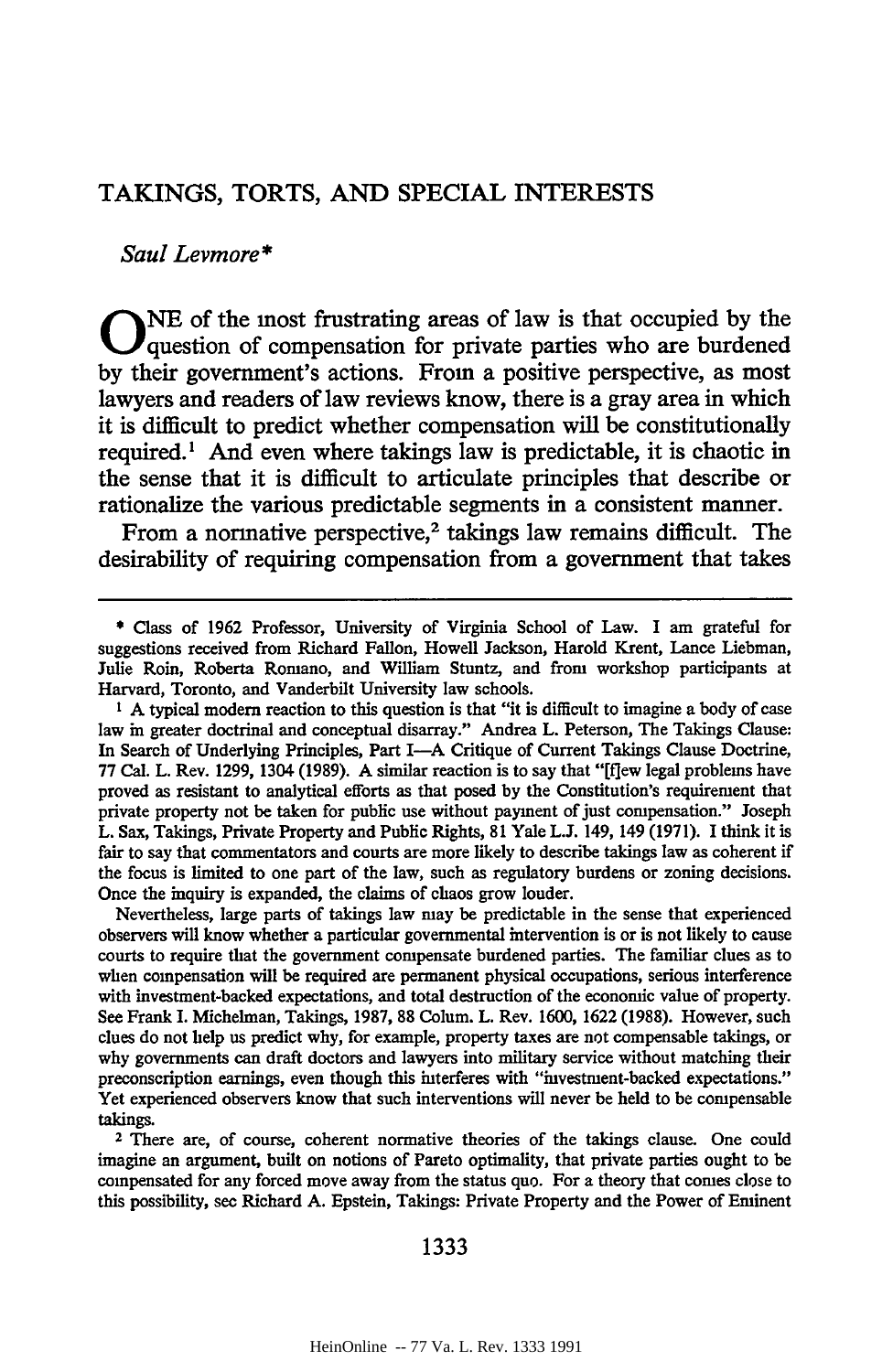# TAKINGS, TORTS, AND SPECIAL INTERESTS

*Saul Levmore**

ONE of the most frustrating areas of law is that occupied by the question of compensation for private parties who are burdened by their government's actions. From a positive perspective, as most lawyers and readers of law reviews know, there is a gray area in which it is difficult to predict whether compensation will be constitutionally required.[1] And even where takings law is predictable, it is chaotic in the sense that it is difficult to articulate principles that describe or rationalize the various predictable segments in a consistent manner.

From a normative perspective,[2] takings law remains difficult. The desirability of requiring compensation from a government that takes

---

\* Class of 1962 Professor, University of Virginia School of Law. I am grateful for suggestions received from Richard Fallon, Howell Jackson, Harold Krent, Lance Liebman, Julie Roin, Roberta Romano, and William Stuntz, and from workshop participants at Harvard, Toronto, and Vanderbilt University law schools.

[1] A typical modern reaction to this question is that "it is difficult to imagine a body of case law in greater doctrinal and conceptual disarray." Andrea L. Peterson, The Takings Clause: In Search of Underlying Principles, Part I—A Critique of Current Takings Clause Doctrine, 77 Cal. L. Rev. 1299, 1304 (1989). A similar reaction is to say that "[f]ew legal problems have proved as resistant to analytical efforts as that posed by the Constitution's requirement that private property not be taken for public use without payment of just compensation." Joseph L. Sax, Takings, Private Property and Public Rights, 81 Yale L.J. 149, 149 (1971). I think it is fair to say that commentators and courts are more likely to describe takings law as coherent if the focus is limited to one part of the law, such as regulatory burdens or zoning decisions. Once the inquiry is expanded, the claims of chaos grow louder.

Nevertheless, large parts of takings law may be predictable in the sense that experienced observers will know whether a particular governmental intervention is or is not likely to cause courts to require that the government compensate burdened parties. The familiar clues as to when compensation will be required are permanent physical occupations, serious interference with investment-backed expectations, and total destruction of the economic value of property. See Frank I. Michelman, Takings, 1987, 88 Colum. L. Rev. 1600, 1622 (1988). However, such clues do not help us predict why, for example, property taxes are not compensable takings, or why governments can draft doctors and lawyers into military service without matching their preconscription earnings, even though this interferes with "investment-backed expectations." Yet experienced observers know that such interventions will never be held to be compensable takings.

[2] There are, of course, coherent normative theories of the takings clause. One could imagine an argument, built on notions of Pareto optimality, that private parties ought to be compensated for any forced move away from the status quo. For a theory that comes close to this possibility, see Richard A. Epstein, Takings: Private Property and the Power of Eminent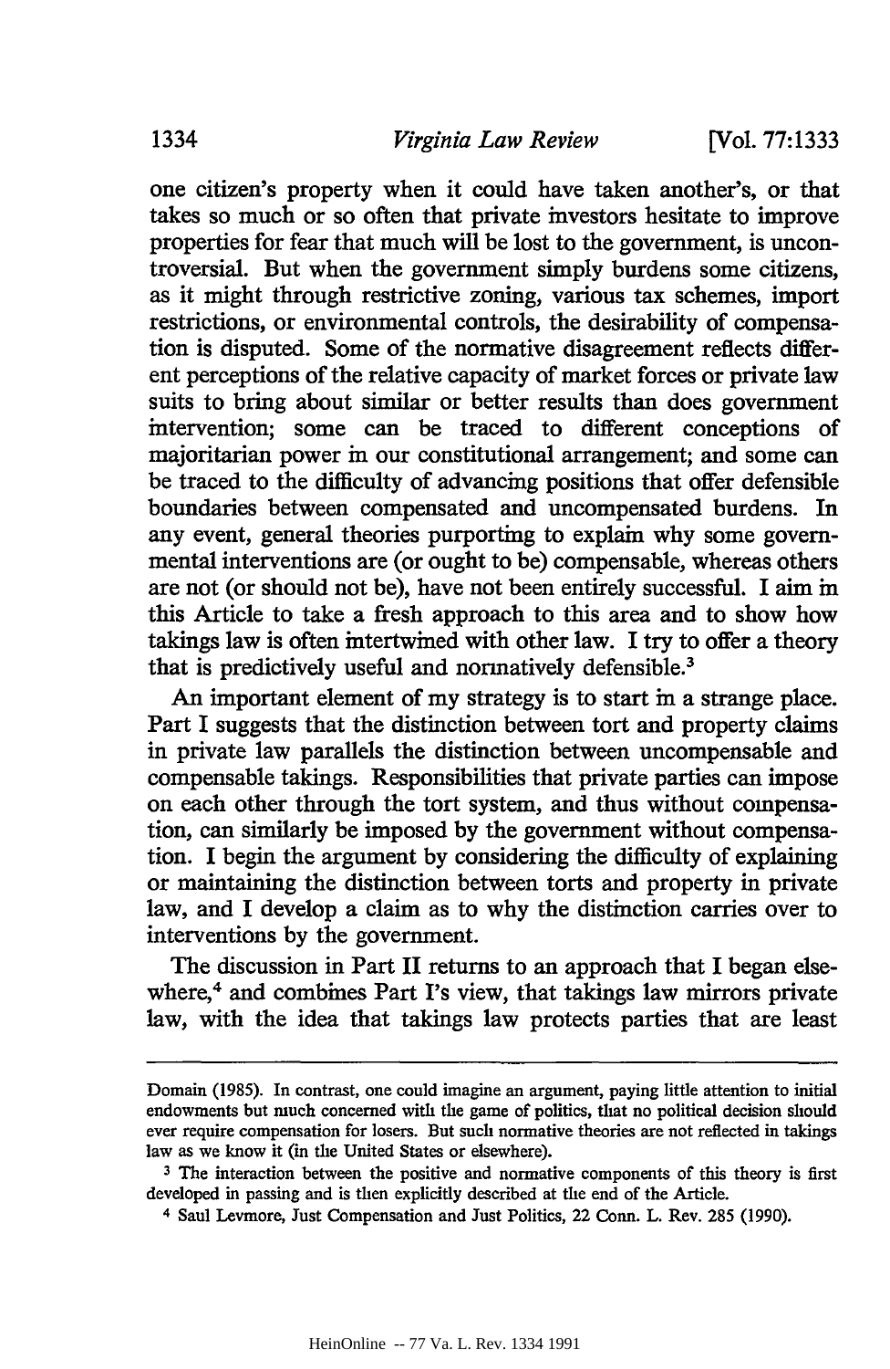one citizen's property when it could have taken another's, or that takes so much or so often that private investors hesitate to improve properties for fear that much will be lost to the government, is uncontroversial. But when the government simply burdens some citizens, as it might through restrictive zoning, various tax schemes, import restrictions, or environmental controls, the desirability of compensation is disputed. Some of the normative disagreement reflects different perceptions of the relative capacity of market forces or private law suits to bring about similar or better results than does government intervention; some can be traced to different conceptions of majoritarian power in our constitutional arrangement; and some can be traced to the difficulty of advancing positions that offer defensible boundaries between compensated and uncompensated burdens. In any event, general theories purporting to explain why some governmental interventions are (or ought to be) compensable, whereas others are not (or should not be), have not been entirely successful. I aim in this Article to take a fresh approach to this area and to show how takings law is often intertwined with other law. I try to offer a theory that is predictively useful and normatively defensible.[3]

An important element of my strategy is to start in a strange place. Part I suggests that the distinction between tort and property claims in private law parallels the distinction between uncompensable and compensable takings. Responsibilities that private parties can impose on each other through the tort system, and thus without compensation, can similarly be imposed by the government without compensation. I begin the argument by considering the difficulty of explaining or maintaining the distinction between torts and property in private law, and I develop a claim as to why the distinction carries over to interventions by the government.

The discussion in Part II returns to an approach that I began elsewhere,[4] and combines Part I's view, that takings law mirrors private law, with the idea that takings law protects parties that are least

---

Domain (1985). In contrast, one could imagine an argument, paying little attention to initial endowments but much concerned with the game of politics, that no political decision should ever require compensation for losers. But such normative theories are not reflected in takings law as we know it (in the United States or elsewhere).

[3] The interaction between the positive and normative components of this theory is first developed in passing and is then explicitly described at the end of the Article.

[4] Saul Levmore, Just Compensation and Just Politics, 22 Conn. L. Rev. 285 (1990).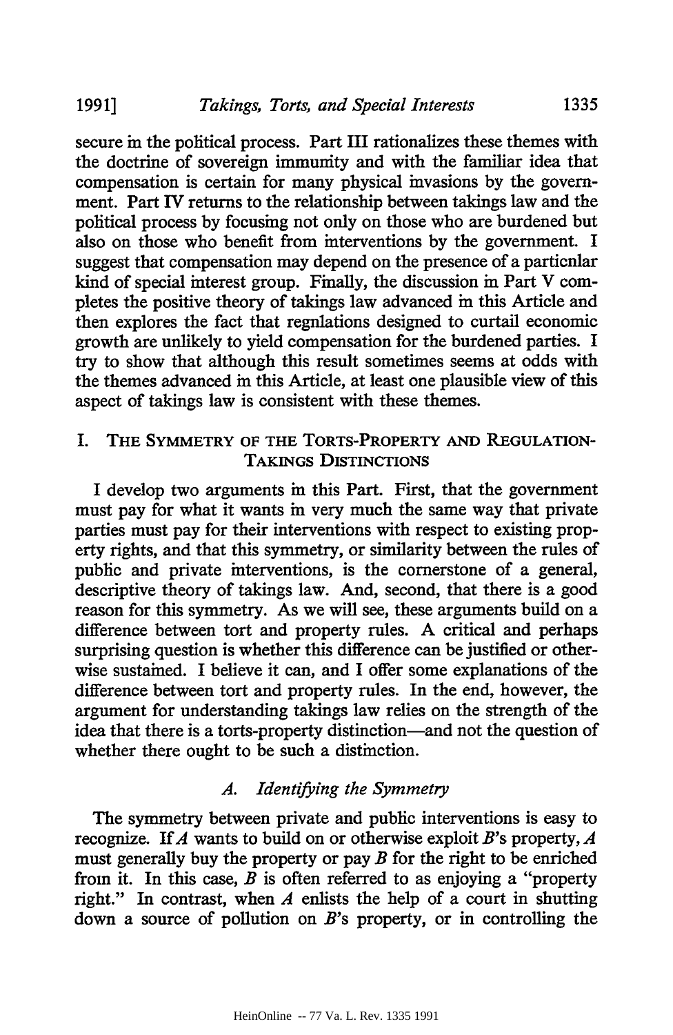secure in the political process. Part III rationalizes these themes with the doctrine of sovereign immunity and with the familiar idea that compensation is certain for many physical invasions by the government. Part IV returns to the relationship between takings law and the political process by focusing not only on those who are burdened but also on those who benefit from interventions by the government. I suggest that compensation may depend on the presence of a particular kind of special interest group. Finally, the discussion in Part V completes the positive theory of takings law advanced in this Article and then explores the fact that regulations designed to curtail economic growth are unlikely to yield compensation for the burdened parties. I try to show that although this result sometimes seems at odds with the themes advanced in this Article, at least one plausible view of this aspect of takings law is consistent with these themes.

## I. The Symmetry of the Torts-Property and Regulation-Takings Distinctions

I develop two arguments in this Part. First, that the government must pay for what it wants in very much the same way that private parties must pay for their interventions with respect to existing property rights, and that this symmetry, or similarity between the rules of public and private interventions, is the cornerstone of a general, descriptive theory of takings law. And, second, that there is a good reason for this symmetry. As we will see, these arguments build on a difference between tort and property rules. A critical and perhaps surprising question is whether this difference can be justified or otherwise sustained. I believe it can, and I offer some explanations of the difference between tort and property rules. In the end, however, the argument for understanding takings law relies on the strength of the idea that there is a torts-property distinction—and not the question of whether there ought to be such a distinction.

### *A. Identifying the Symmetry*

The symmetry between private and public interventions is easy to recognize. If *A* wants to build on or otherwise exploit *B*'s property, *A* must generally buy the property or pay *B* for the right to be enriched from it. In this case, *B* is often referred to as enjoying a "property right." In contrast, when *A* enlists the help of a court in shutting down a source of pollution on *B*'s property, or in controlling the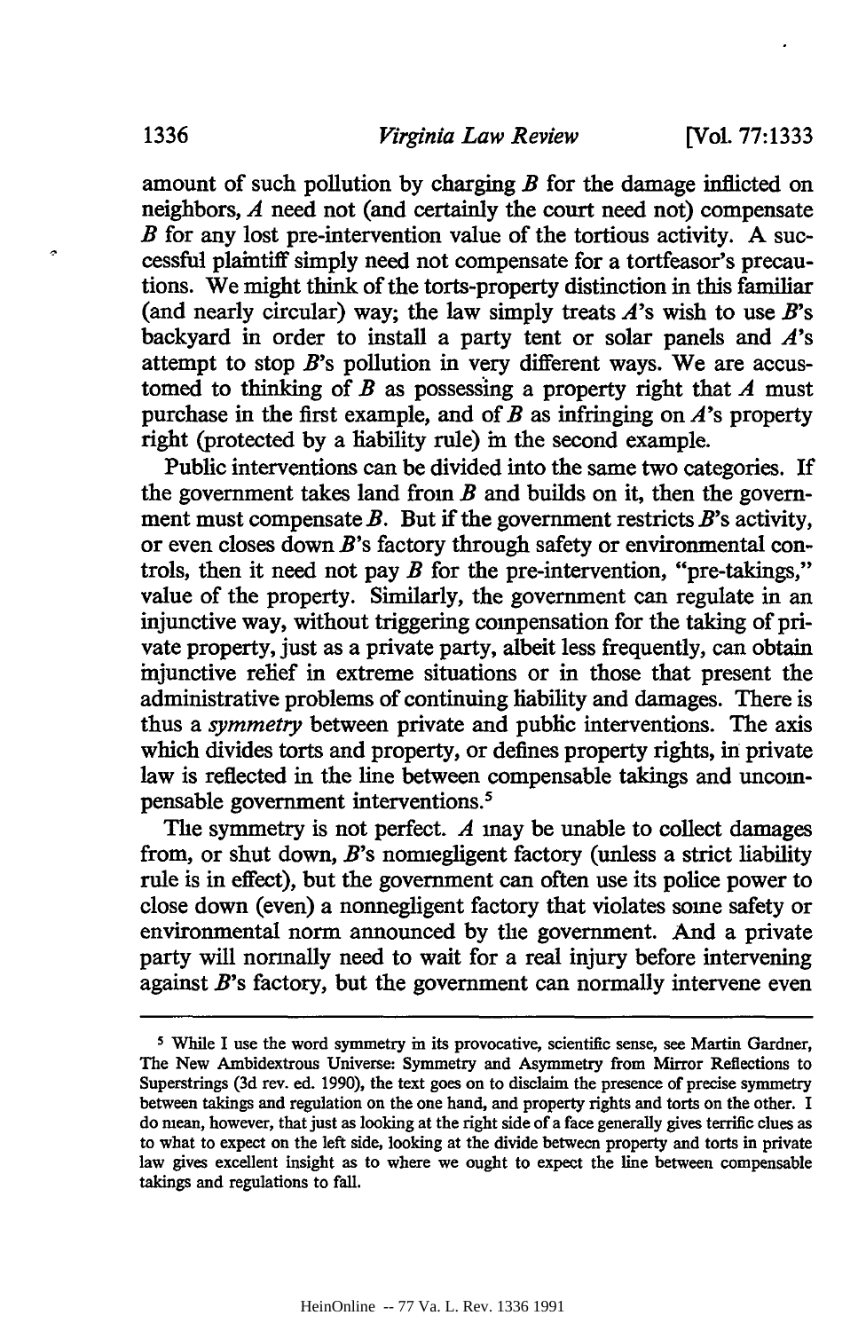amount of such pollution by charging *B* for the damage inflicted on neighbors, *A* need not (and certainly the court need not) compensate *B* for any lost pre-intervention value of the tortious activity. A successful plaintiff simply need not compensate for a tortfeasor's precautions. We might think of the torts-property distinction in this familiar (and nearly circular) way; the law simply treats *A*'s wish to use *B*'s backyard in order to install a party tent or solar panels and *A*'s attempt to stop *B*'s pollution in very different ways. We are accustomed to thinking of *B* as possessing a property right that *A* must purchase in the first example, and of *B* as infringing on *A*'s property right (protected by a liability rule) in the second example.

Public interventions can be divided into the same two categories. If the government takes land from *B* and builds on it, then the government must compensate *B*. But if the government restricts *B*'s activity, or even closes down *B*'s factory through safety or environmental controls, then it need not pay *B* for the pre-intervention, "pre-takings," value of the property. Similarly, the government can regulate in an injunctive way, without triggering compensation for the taking of private property, just as a private party, albeit less frequently, can obtain injunctive relief in extreme situations or in those that present the administrative problems of continuing liability and damages. There is thus a *symmetry* between private and public interventions. The axis which divides torts and property, or defines property rights, in private law is reflected in the line between compensable takings and uncompensable government interventions.[5]

The symmetry is not perfect. *A* may be unable to collect damages from, or shut down, *B*'s nonnegligent factory (unless a strict liability rule is in effect), but the government can often use its police power to close down (even) a nonnegligent factory that violates some safety or environmental norm announced by the government. And a private party will normally need to wait for a real injury before intervening against *B*'s factory, but the government can normally intervene even

---

[5] While I use the word symmetry in its provocative, scientific sense, see Martin Gardner, The New Ambidextrous Universe: Symmetry and Asymmetry from Mirror Reflections to Superstrings (3d rev. ed. 1990), the text goes on to disclaim the presence of precise symmetry between takings and regulation on the one hand, and property rights and torts on the other. I do mean, however, that just as looking at the right side of a face generally gives terrific clues as to what to expect on the left side, looking at the divide between property and torts in private law gives excellent insight as to where we ought to expect the line between compensable takings and regulations to fall.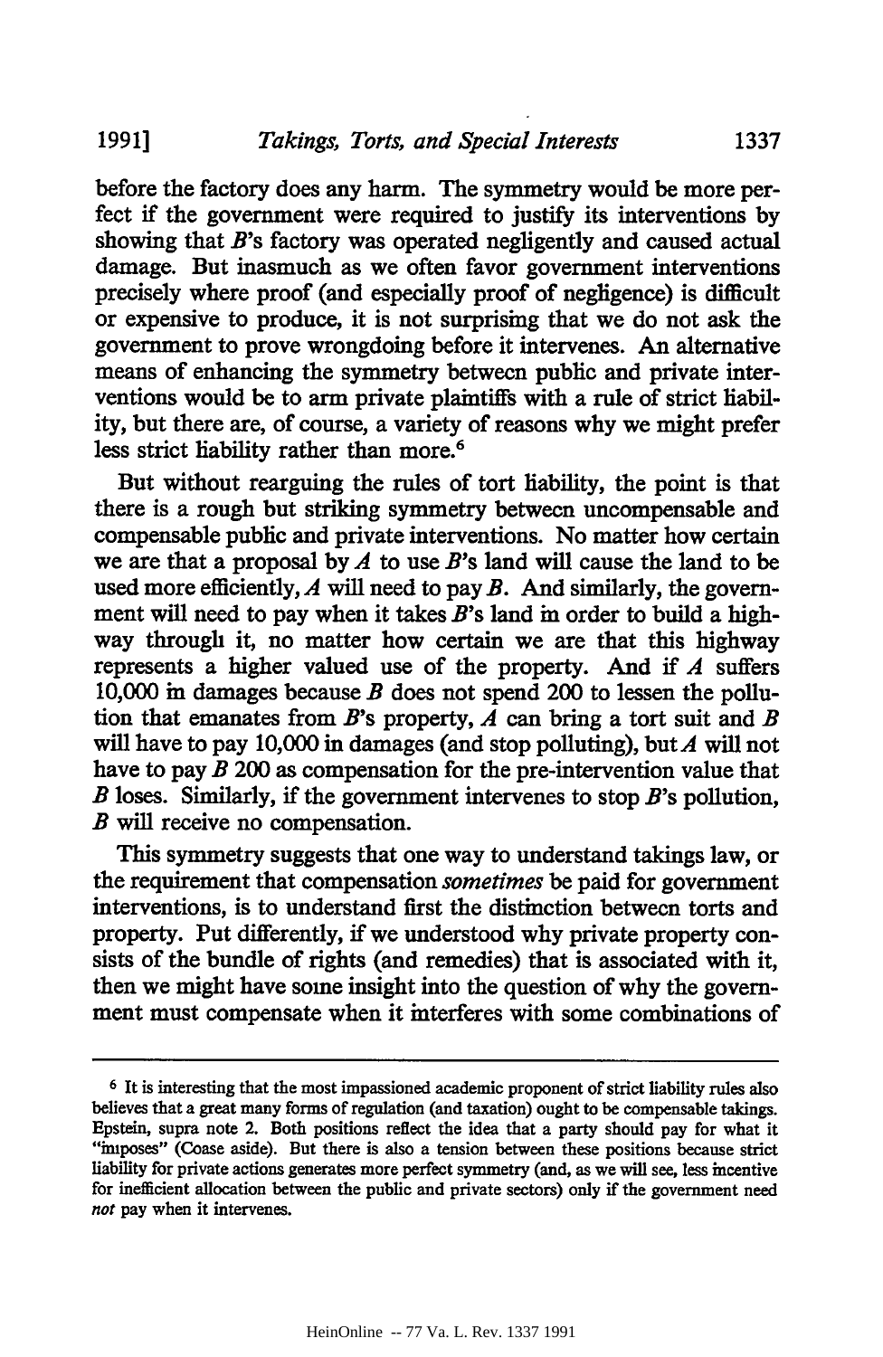before the factory does any harm. The symmetry would be more perfect if the government were required to justify its interventions by showing that *B*'s factory was operated negligently and caused actual damage. But inasmuch as we often favor government interventions precisely where proof (and especially proof of negligence) is difficult or expensive to produce, it is not surprising that we do not ask the government to prove wrongdoing before it intervenes. An alternative means of enhancing the symmetry between public and private interventions would be to arm private plaintiffs with a rule of strict liability, but there are, of course, a variety of reasons why we might prefer less strict liability rather than more.[6]

But without rearguing the rules of tort liability, the point is that there is a rough but striking symmetry between uncompensable and compensable public and private interventions. No matter how certain we are that a proposal by *A* to use *B*'s land will cause the land to be used more efficiently, *A* will need to pay *B*. And similarly, the government will need to pay when it takes *B*'s land in order to build a highway through it, no matter how certain we are that this highway represents a higher valued use of the property. And if *A* suffers 10,000 in damages because *B* does not spend 200 to lessen the pollution that emanates from *B*'s property, *A* can bring a tort suit and *B* will have to pay 10,000 in damages (and stop polluting), but *A* will not have to pay *B* 200 as compensation for the pre-intervention value that *B* loses. Similarly, if the government intervenes to stop *B*'s pollution, *B* will receive no compensation.

This symmetry suggests that one way to understand takings law, or the requirement that compensation *sometimes* be paid for government interventions, is to understand first the distinction between torts and property. Put differently, if we understood why private property consists of the bundle of rights (and remedies) that is associated with it, then we might have some insight into the question of why the government must compensate when it interferes with some combinations of

---

[6] It is interesting that the most impassioned academic proponent of strict liability rules also believes that a great many forms of regulation (and taxation) ought to be compensable takings. Epstein, supra note 2. Both positions reflect the idea that a party should pay for what it "imposes" (Coase aside). But there is also a tension between these positions because strict liability for private actions generates more perfect symmetry (and, as we will see, less incentive for inefficient allocation between the public and private sectors) only if the government need *not* pay when it intervenes.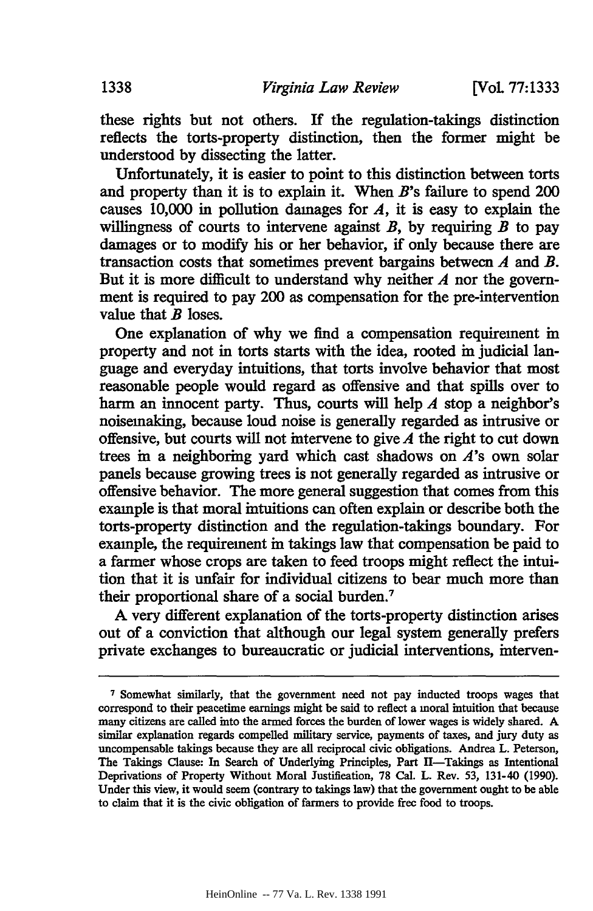these rights but not others. If the regulation-takings distinction reflects the torts-property distinction, then the former might be understood by dissecting the latter.

Unfortunately, it is easier to point to this distinction between torts and property than it is to explain it. When *B*'s failure to spend 200 causes 10,000 in pollution damages for *A*, it is easy to explain the willingness of courts to intervene against *B*, by requiring *B* to pay damages or to modify his or her behavior, if only because there are transaction costs that sometimes prevent bargains between *A* and *B*. But it is more difficult to understand why neither *A* nor the government is required to pay 200 as compensation for the pre-intervention value that *B* loses.

One explanation of why we find a compensation requirement in property and not in torts starts with the idea, rooted in judicial language and everyday intuitions, that torts involve behavior that most reasonable people would regard as offensive and that spills over to harm an innocent party. Thus, courts will help *A* stop a neighbor's noisemaking, because loud noise is generally regarded as intrusive or offensive, but courts will not intervene to give *A* the right to cut down trees in a neighboring yard which cast shadows on *A*'s own solar panels because growing trees is not generally regarded as intrusive or offensive behavior. The more general suggestion that comes from this example is that moral intuitions can often explain or describe both the torts-property distinction and the regulation-takings boundary. For example, the requirement in takings law that compensation be paid to a farmer whose crops are taken to feed troops might reflect the intuition that it is unfair for individual citizens to bear much more than their proportional share of a social burden.[7]

A very different explanation of the torts-property distinction arises out of a conviction that although our legal system generally prefers private exchanges to bureaucratic or judicial interventions, interven-

---

[7] Somewhat similarly, that the government need not pay inducted troops wages that correspond to their peacetime earnings might be said to reflect a moral intuition that because many citizens are called into the armed forces the burden of lower wages is widely shared. A similar explanation regards compelled military service, payments of taxes, and jury duty as uncompensable takings because they are all reciprocal civic obligations. Andrea L. Peterson, The Takings Clause: In Search of Underlying Principles, Part II—Takings as Intentional Deprivations of Property Without Moral Justification, 78 Cal. L. Rev. 53, 131-40 (1990). Under this view, it would seem (contrary to takings law) that the government ought to be able to claim that it is the civic obligation of farmers to provide free food to troops.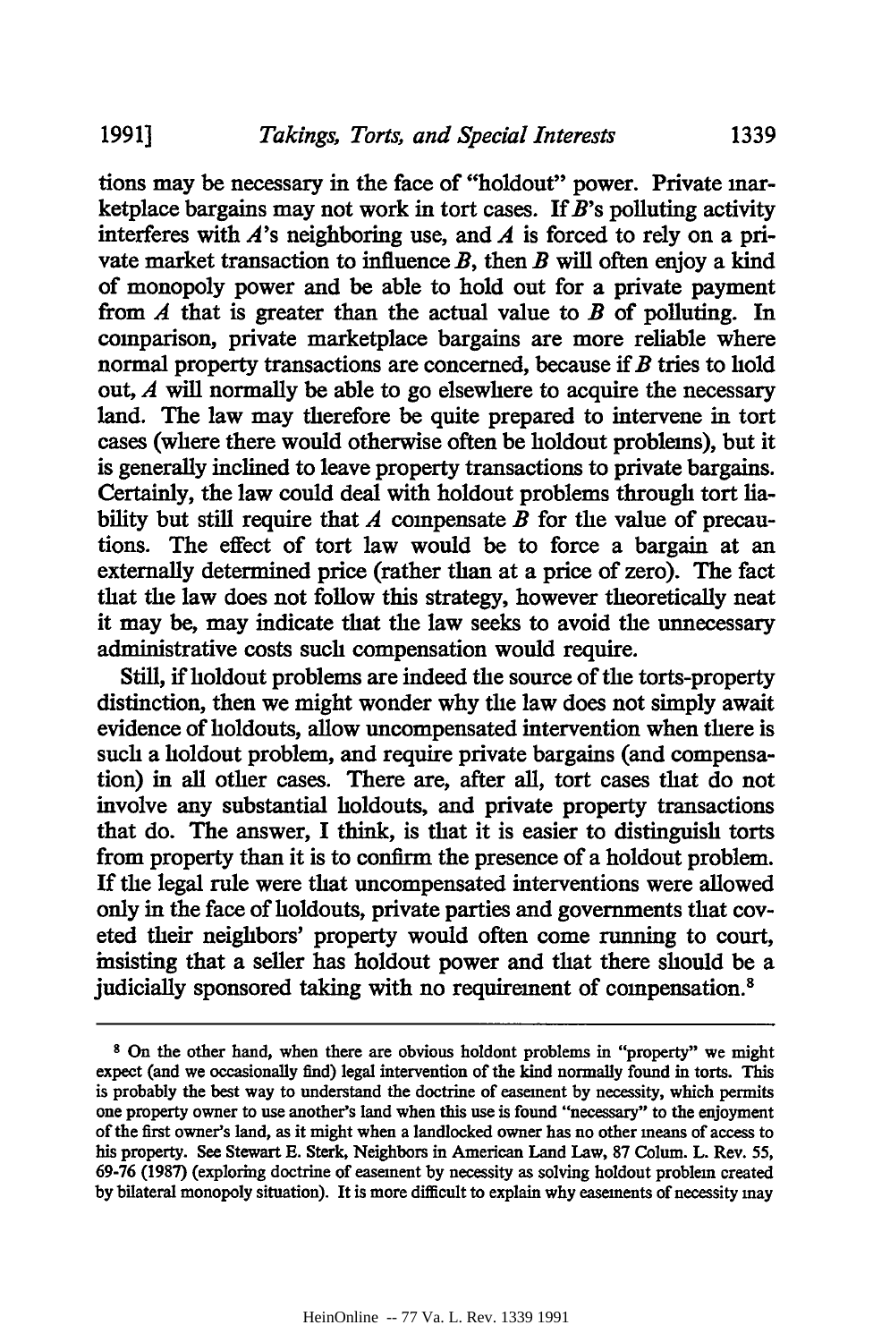tions may be necessary in the face of "holdout" power. Private marketplace bargains may not work in tort cases. If *B*'s polluting activity interferes with *A*'s neighboring use, and *A* is forced to rely on a private market transaction to influence *B*, then *B* will often enjoy a kind of monopoly power and be able to hold out for a private payment from *A* that is greater than the actual value to *B* of polluting. In comparison, private marketplace bargains are more reliable where normal property transactions are concerned, because if *B* tries to hold out, *A* will normally be able to go elsewhere to acquire the necessary land. The law may therefore be quite prepared to intervene in tort cases (where there would otherwise often be holdout problems), but it is generally inclined to leave property transactions to private bargains. Certainly, the law could deal with holdout problems through tort liability but still require that *A* compensate *B* for the value of precautions. The effect of tort law would be to force a bargain at an externally determined price (rather than at a price of zero). The fact that the law does not follow this strategy, however theoretically neat it may be, may indicate that the law seeks to avoid the unnecessary administrative costs such compensation would require.

Still, if holdout problems are indeed the source of the torts-property distinction, then we might wonder why the law does not simply await evidence of holdouts, allow uncompensated intervention when there is such a holdout problem, and require private bargains (and compensation) in all other cases. There are, after all, tort cases that do not involve any substantial holdouts, and private property transactions that do. The answer, I think, is that it is easier to distinguish torts from property than it is to confirm the presence of a holdout problem. If the legal rule were that uncompensated interventions were allowed only in the face of holdouts, private parties and governments that coveted their neighbors' property would often come running to court, insisting that a seller has holdout power and that there should be a judicially sponsored taking with no requirement of compensation.[8]

---

[8] On the other hand, when there are obvious holdout problems in "property" we might expect (and we occasionally find) legal intervention of the kind normally found in torts. This is probably the best way to understand the doctrine of easement by necessity, which permits one property owner to use another's land when this use is found "necessary" to the enjoyment of the first owner's land, as it might when a landlocked owner has no other means of access to his property. See Stewart E. Sterk, Neighbors in American Land Law, 87 Colum. L. Rev. 55, 69-76 (1987) (exploring doctrine of easement by necessity as solving holdout problem created by bilateral monopoly situation). It is more difficult to explain why easements of necessity may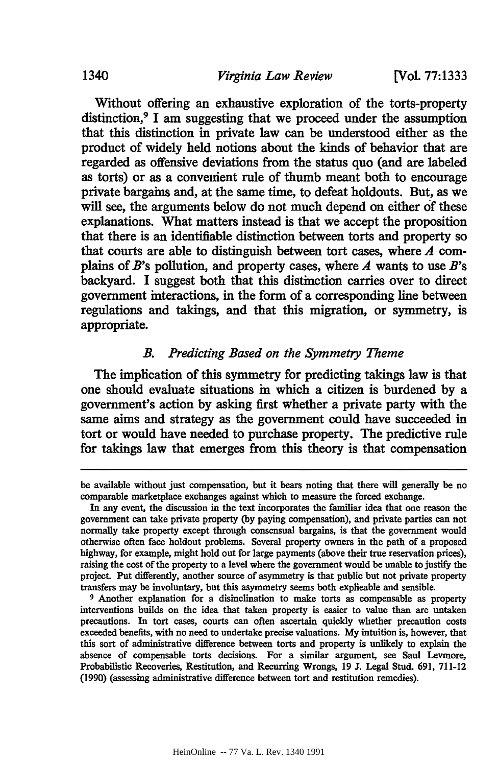Without offering an exhaustive exploration of the torts-property distinction,[9] I am suggesting that we proceed under the assumption that this distinction in private law can be understood either as the product of widely held notions about the kinds of behavior that are regarded as offensive deviations from the status quo (and are labeled as torts) or as a convenient rule of thumb meant both to encourage private bargains and, at the same time, to defeat holdouts. But, as we will see, the arguments below do not much depend on either of these explanations. What matters instead is that we accept the proposition that there is an identifiable distinction between torts and property so that courts are able to distinguish between tort cases, where *A* complains of *B*'s pollution, and property cases, where *A* wants to use *B*'s backyard. I suggest both that this distinction carries over to direct government interactions, in the form of a corresponding line between regulations and takings, and that this migration, or symmetry, is appropriate.

### *B. Predicting Based on the Symmetry Theme*

The implication of this symmetry for predicting takings law is that one should evaluate situations in which a citizen is burdened by a government's action by asking first whether a private party with the same aims and strategy as the government could have succeeded in tort or would have needed to purchase property. The predictive rule for takings law that emerges from this theory is that compensation

---

be available without just compensation, but it bears noting that there will generally be no comparable marketplace exchanges against which to measure the forced exchange.

In any event, the discussion in the text incorporates the familiar idea that one reason the government can take private property (by paying compensation), and private parties can not normally take property except through consensual bargains, is that the government would otherwise often face holdout problems. Several property owners in the path of a proposed highway, for example, might hold out for large payments (above their true reservation prices), raising the cost of the property to a level where the government would be unable to justify the project. Put differently, another source of asymmetry is that public but not private property transfers may be involuntary, but this asymmetry seems both explicable and sensible.

[9] Another explanation for a disinclination to make torts as compensable as property interventions builds on the idea that taken property is easier to value than are untaken precautions. In tort cases, courts can often ascertain quickly whether precaution costs exceeded benefits, with no need to undertake precise valuations. My intuition is, however, that this sort of administrative difference between torts and property is unlikely to explain the absence of compensable torts decisions. For a similar argument, see Saul Levmore, Probabilistic Recoveries, Restitution, and Recurring Wrongs, 19 J. Legal Stud. 691, 711-12 (1990) (assessing administrative difference between tort and restitution remedies).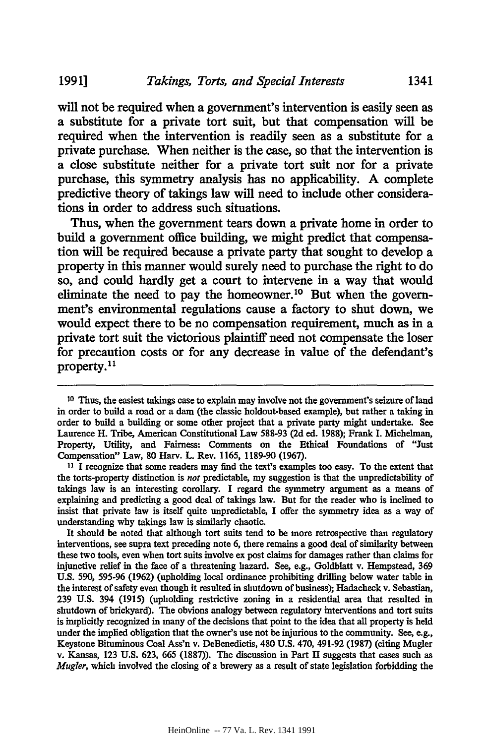will not be required when a government's intervention is easily seen as a substitute for a private tort suit, but that compensation will be required when the intervention is readily seen as a substitute for a private purchase. When neither is the case, so that the intervention is a close substitute neither for a private tort suit nor for a private purchase, this symmetry analysis has no applicability. A complete predictive theory of takings law will need to include other considerations in order to address such situations.

Thus, when the government tears down a private home in order to build a government office building, we might predict that compensation will be required because a private party that sought to develop a property in this manner would surely need to purchase the right to do so, and could hardly get a court to intervene in a way that would eliminate the need to pay the homeowner.[10] But when the government's environmental regulations cause a factory to shut down, we would expect there to be no compensation requirement, much as in a private tort suit the victorious plaintiff need not compensate the loser for precaution costs or for any decrease in value of the defendant's property.[11]

---

[10] Thus, the easiest takings case to explain may involve not the government's seizure of land in order to build a road or a dam (the classic holdout-based example), but rather a taking in order to build a building or some other project that a private party might undertake. See Laurence H. Tribe, American Constitutional Law 588-93 (2d ed. 1988); Frank I. Michelman, Property, Utility, and Fairness: Comments on the Ethical Foundations of "Just Compensation" Law, 80 Harv. L. Rev. 1165, 1189-90 (1967).

[11] I recognize that some readers may find the text's examples too easy. To the extent that the torts-property distinction is *not* predictable, my suggestion is that the unpredictability of takings law is an interesting corollary. I regard the symmetry argument as a means of explaining and predicting a good deal of takings law. But for the reader who is inclined to insist that private law is itself quite unpredictable, I offer the symmetry idea as a way of understanding why takings law is similarly chaotic.

It should be noted that although tort suits tend to be more retrospective than regulatory interventions, see supra text preceding note 6, there remains a good deal of similarity between these two tools, even when tort suits involve ex post claims for damages rather than claims for injunctive relief in the face of a threatening hazard. See, e.g., Goldblatt v. Hempstead, 369 U.S. 590, 595-96 (1962) (upholding local ordinance prohibiting drilling below water table in the interest of safety even though it resulted in shutdown of business); Hadacheck v. Sebastian, 239 U.S. 394 (1915) (upholding restrictive zoning in a residential area that resulted in shutdown of brickyard). The obvious analogy between regulatory interventions and tort suits is implicitly recognized in many of the decisions that point to the idea that all property is held under the implied obligation that the owner's use not be injurious to the community. See, e.g., Keystone Bituminous Coal Ass'n v. DeBenedictis, 480 U.S. 470, 491-92 (1987) (citing Mugler v. Kansas, 123 U.S. 623, 665 (1887)). The discussion in Part II suggests that cases such as *Mugler*, which involved the closing of a brewery as a result of state legislation forbidding the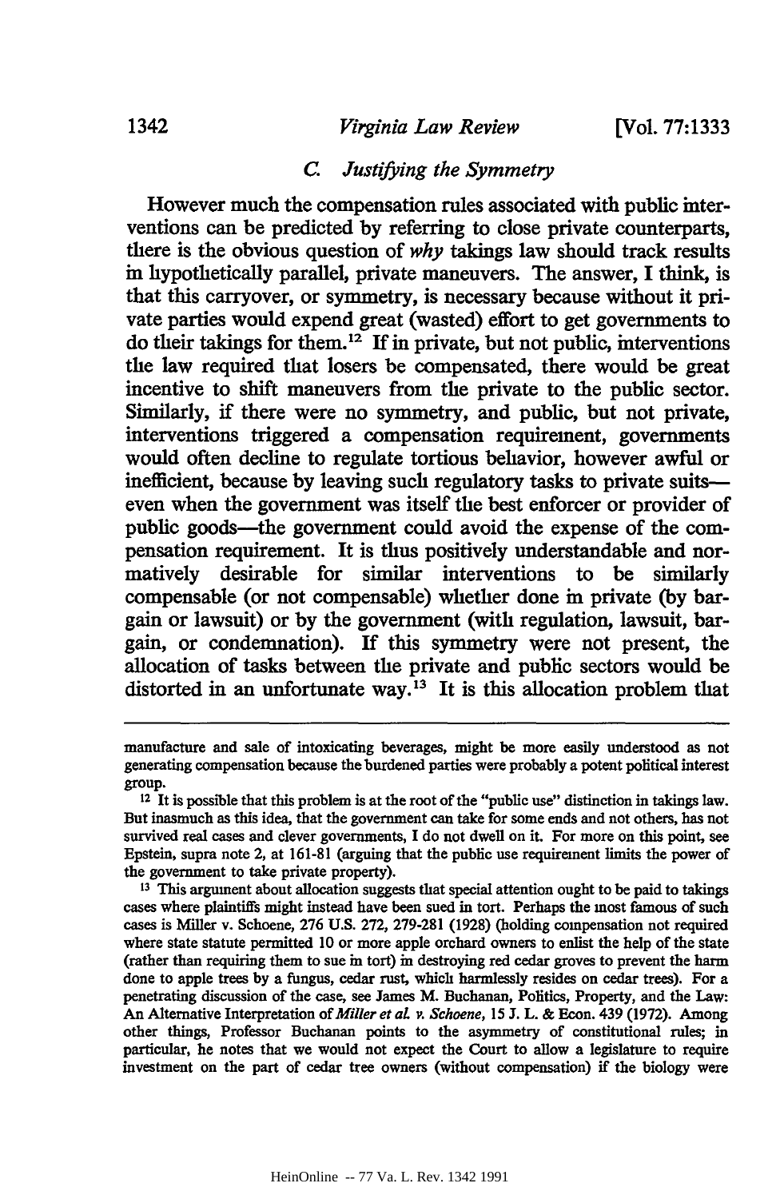### C. *Justifying the Symmetry*

However much the compensation rules associated with public interventions can be predicted by referring to close private counterparts, there is the obvious question of *why* takings law should track results in hypothetically parallel, private maneuvers. The answer, I think, is that this carryover, or symmetry, is necessary because without it private parties would expend great (wasted) effort to get governments to do their takings for them.[12] If in private, but not public, interventions the law required that losers be compensated, there would be great incentive to shift maneuvers from the private to the public sector. Similarly, if there were no symmetry, and public, but not private, interventions triggered a compensation requirement, governments would often decline to regulate tortious behavior, however awful or inefficient, because by leaving such regulatory tasks to private suits—even when the government was itself the best enforcer or provider of public goods—the government could avoid the expense of the compensation requirement. It is thus positively understandable and normatively desirable for similar interventions to be similarly compensable (or not compensable) whether done in private (by bargain or lawsuit) or by the government (with regulation, lawsuit, bargain, or condemnation). If this symmetry were not present, the allocation of tasks between the private and public sectors would be distorted in an unfortunate way.[13] It is this allocation problem that

---

manufacture and sale of intoxicating beverages, might be more easily understood as not generating compensation because the burdened parties were probably a potent political interest group.

[12] It is possible that this problem is at the root of the "public use" distinction in takings law. But inasmuch as this idea, that the government can take for some ends and not others, has not survived real cases and clever governments, I do not dwell on it. For more on this point, see Epstein, supra note 2, at 161-81 (arguing that the public use requirement limits the power of the government to take private property).

[13] This argument about allocation suggests that special attention ought to be paid to takings cases where plaintiffs might instead have been sued in tort. Perhaps the most famous of such cases is Miller v. Schoene, 276 U.S. 272, 279-281 (1928) (holding compensation not required where state statute permitted 10 or more apple orchard owners to enlist the help of the state (rather than requiring them to sue in tort) in destroying red cedar groves to prevent the harm done to apple trees by a fungus, cedar rust, which harmlessly resides on cedar trees). For a penetrating discussion of the case, see James M. Buchanan, Politics, Property, and the Law: An Alternative Interpretation of *Miller et al. v. Schoene*, 15 J. L. & Econ. 439 (1972). Among other things, Professor Buchanan points to the asymmetry of constitutional rules; in particular, he notes that we would not expect the Court to allow a legislature to require investment on the part of cedar tree owners (without compensation) if the biology were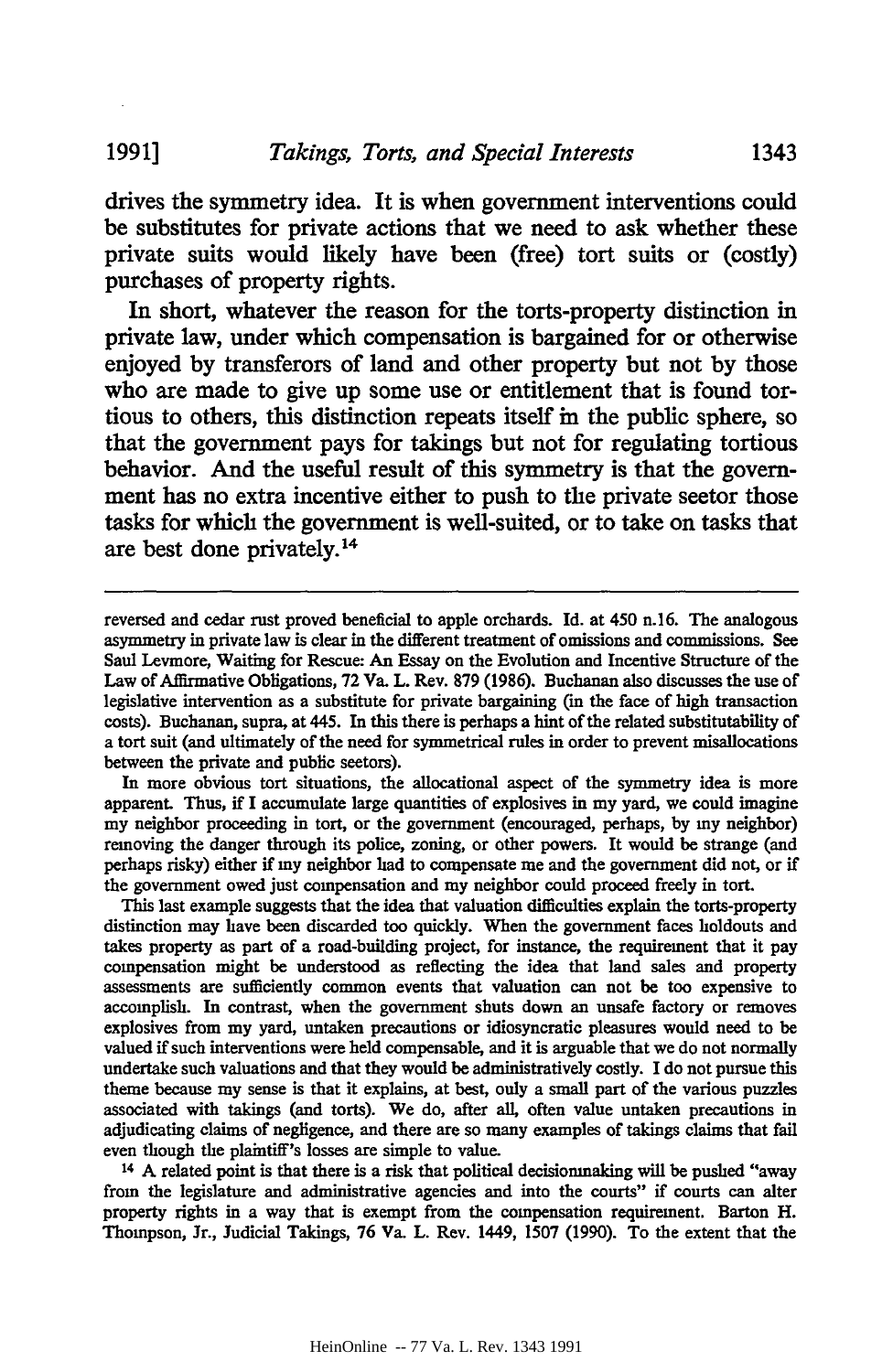drives the symmetry idea. It is when government interventions could be substitutes for private actions that we need to ask whether these private suits would likely have been (free) tort suits or (costly) purchases of property rights.

In short, whatever the reason for the torts-property distinction in private law, under which compensation is bargained for or otherwise enjoyed by transferors of land and other property but not by those who are made to give up some use or entitlement that is found tortious to others, this distinction repeats itself in the public sphere, so that the government pays for takings but not for regulating tortious behavior. And the useful result of this symmetry is that the government has no extra incentive either to push to the private sector those tasks for which the government is well-suited, or to take on tasks that are best done privately.[14]

---

reversed and cedar rust proved beneficial to apple orchards. Id. at 450 n.16. The analogous asymmetry in private law is clear in the different treatment of omissions and commissions. See Saul Levmore, Waiting for Rescue: An Essay on the Evolution and Incentive Structure of the Law of Affirmative Obligations, 72 Va. L. Rev. 879 (1986). Buchanan also discusses the use of legislative intervention as a substitute for private bargaining (in the face of high transaction costs). Buchanan, supra, at 445. In this there is perhaps a hint of the related substitutability of a tort suit (and ultimately of the need for symmetrical rules in order to prevent misallocations between the private and public sectors).

In more obvious tort situations, the allocational aspect of the symmetry idea is more apparent. Thus, if I accumulate large quantities of explosives in my yard, we could imagine my neighbor proceeding in tort, or the government (encouraged, perhaps, by my neighbor) removing the danger through its police, zoning, or other powers. It would be strange (and perhaps risky) either if my neighbor had to compensate me and the government did not, or if the government owed just compensation and my neighbor could proceed freely in tort.

This last example suggests that the idea that valuation difficulties explain the torts-property distinction may have been discarded too quickly. When the government faces holdouts and takes property as part of a road-building project, for instance, the requirement that it pay compensation might be understood as reflecting the idea that land sales and property assessments are sufficiently common events that valuation can not be too expensive to accomplish. In contrast, when the government shuts down an unsafe factory or removes explosives from my yard, untaken precautions or idiosyncratic pleasures would need to be valued if such interventions were held compensable, and it is arguable that we do not normally undertake such valuations and that they would be administratively costly. I do not pursue this theme because my sense is that it explains, at best, only a small part of the various puzzles associated with takings (and torts). We do, after all, often value untaken precautions in adjudicating claims of negligence, and there are so many examples of takings claims that fail even though the plaintiff's losses are simple to value.

[14] A related point is that there is a risk that political decisionmaking will be pushed "away from the legislature and administrative agencies and into the courts" if courts can alter property rights in a way that is exempt from the compensation requirement. Barton H. Thompson, Jr., Judicial Takings, 76 Va. L. Rev. 1449, 1507 (1990). To the extent that the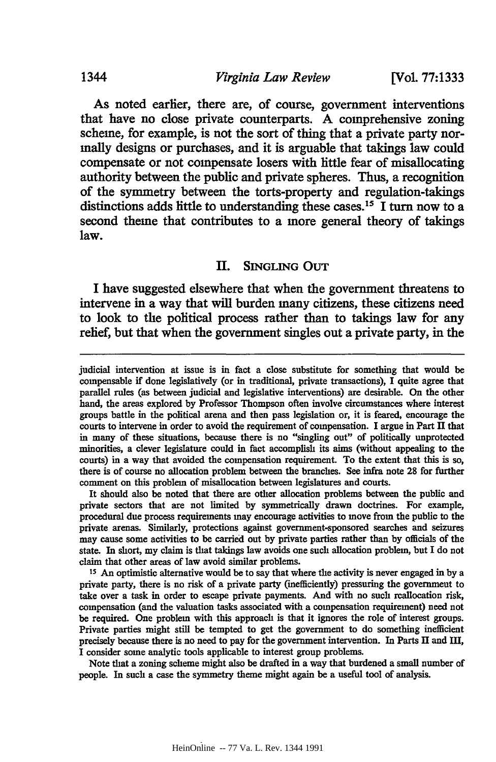As noted earlier, there are, of course, government interventions that have no close private counterparts. A comprehensive zoning scheme, for example, is not the sort of thing that a private party normally designs or purchases, and it is arguable that takings law could compensate or not compensate losers with little fear of misallocating authority between the public and private spheres. Thus, a recognition of the symmetry between the torts-property and regulation-takings distinctions adds little to understanding these cases.[15] I turn now to a second theme that contributes to a more general theory of takings law.

## II. Singling Out

I have suggested elsewhere that when the government threatens to intervene in a way that will burden many citizens, these citizens need to look to the political process rather than to takings law for any relief, but that when the government singles out a private party, in the

---

judicial intervention at issue is in fact a close substitute for something that would be compensable if done legislatively (or in traditional, private transactions), I quite agree that parallel rules (as between judicial and legislative interventions) are desirable. On the other hand, the areas explored by Professor Thompson often involve circumstances where interest groups battle in the political arena and then pass legislation or, it is feared, encourage the courts to intervene in order to avoid the requirement of compensation. I argue in Part II that in many of these situations, because there is no "singling out" of politically unprotected minorities, a clever legislature could in fact accomplish its aims (without appealing to the courts) in a way that avoided the compensation requirement. To the extent that this is so, there is of course no allocation problem between the branches. See infra note 28 for further comment on this problem of misallocation between legislatures and courts.

It should also be noted that there are other allocation problems between the public and private sectors that are not limited by symmetrically drawn doctrines. For example, procedural due process requirements may encourage activities to move from the public to the private arenas. Similarly, protections against government-sponsored searches and seizures may cause some activities to be carried out by private parties rather than by officials of the state. In short, my claim is that takings law avoids one such allocation problem, but I do not claim that other areas of law avoid similar problems.

[15] An optimistic alternative would be to say that where the activity is never engaged in by a private party, there is no risk of a private party (inefficiently) pressuring the government to take over a task in order to escape private payments. And with no such reallocation risk, compensation (and the valuation tasks associated with a compensation requirement) need not be required. One problem with this approach is that it ignores the role of interest groups. Private parties might still be tempted to get the government to do something inefficient precisely because there is no need to pay for the government intervention. In Parts II and III, I consider some analytic tools applicable to interest group problems.

Note that a zoning scheme might also be drafted in a way that burdened a small number of people. In such a case the symmetry theme might again be a useful tool of analysis.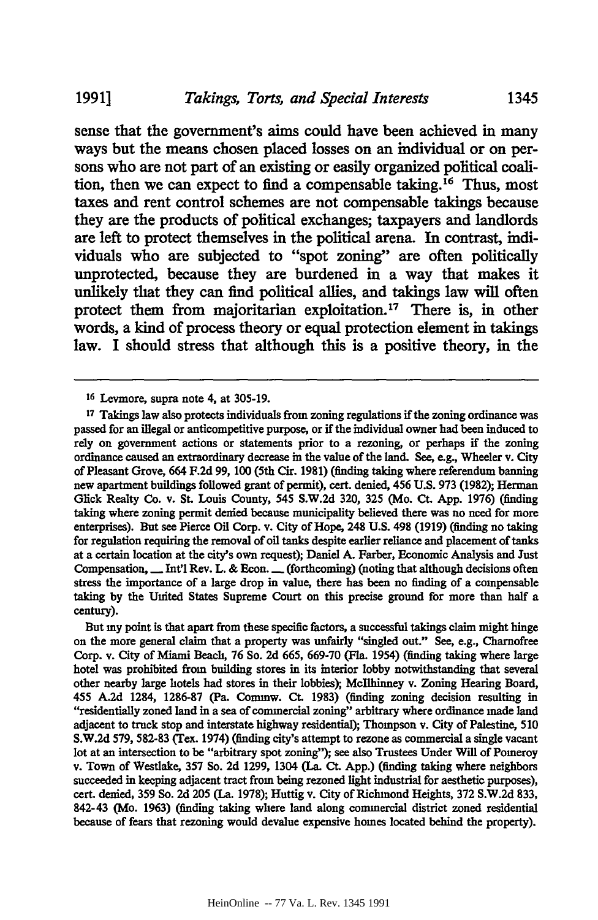sense that the government's aims could have been achieved in many ways but the means chosen placed losses on an individual or on persons who are not part of an existing or easily organized political coalition, then we can expect to find a compensable taking.[16] Thus, most taxes and rent control schemes are not compensable takings because they are the products of political exchanges; taxpayers and landlords are left to protect themselves in the political arena. In contrast, individuals who are subjected to "spot zoning" are often politically unprotected, because they are burdened in a way that makes it unlikely that they can find political allies, and takings law will often protect them from majoritarian exploitation.[17] There is, in other words, a kind of process theory or equal protection element in takings law. I should stress that although this is a positive theory, in the

---

[16] Levmore, supra note 4, at 305-19.

[17] Takings law also protects individuals from zoning regulations if the zoning ordinance was passed for an illegal or anticompetitive purpose, or if the individual owner had been induced to rely on government actions or statements prior to a rezoning, or perhaps if the zoning ordinance caused an extraordinary decrease in the value of the land. See, e.g., Wheeler v. City of Pleasant Grove, 664 F.2d 99, 100 (5th Cir. 1981) (finding taking where referendum banning new apartment buildings followed grant of permit), cert. denied, 456 U.S. 973 (1982); Herman Glick Realty Co. v. St. Louis County, 545 S.W.2d 320, 325 (Mo. Ct. App. 1976) (finding taking where zoning permit denied because municipality believed there was no need for more enterprises). But see Pierce Oil Corp. v. City of Hope, 248 U.S. 498 (1919) (finding no taking for regulation requiring the removal of oil tanks despite earlier reliance and placement of tanks at a certain location at the city's own request); Daniel A. Farber, Economic Analysis and Just Compensation, __ Int'l Rev. L. & Econ. __ (forthcoming) (noting that although decisions often stress the importance of a large drop in value, there has been no finding of a compensable taking by the United States Supreme Court on this precise ground for more than half a century).

But my point is that apart from these specific factors, a successful takings claim might hinge on the more general claim that a property was unfairly "singled out." See, e.g., Charnofree Corp. v. City of Miami Beach, 76 So. 2d 665, 669-70 (Fla. 1954) (finding taking where large hotel was prohibited from building stores in its interior lobby notwithstanding that several other nearby large hotels had stores in their lobbies); McIlhinney v. Zoning Hearing Board, 455 A.2d 1284, 1286-87 (Pa. Commw. Ct. 1983) (finding zoning decision resulting in "residentially zoned land in a sea of commercial zoning" arbitrary where ordinance made land adjacent to truck stop and interstate highway residential); Thompson v. City of Palestine, 510 S.W.2d 579, 582-83 (Tex. 1974) (finding city's attempt to rezone as commercial a single vacant lot at an intersection to be "arbitrary spot zoning"); see also Trustees Under Will of Pomeroy v. Town of Westlake, 357 So. 2d 1299, 1304 (La. Ct. App.) (finding taking where neighbors succeeded in keeping adjacent tract from being rezoned light industrial for aesthetic purposes), cert. denied, 359 So. 2d 205 (La. 1978); Huttig v. City of Richmond Heights, 372 S.W.2d 833, 842-43 (Mo. 1963) (finding taking where land along commercial district zoned residential because of fears that rezoning would devalue expensive homes located behind the property).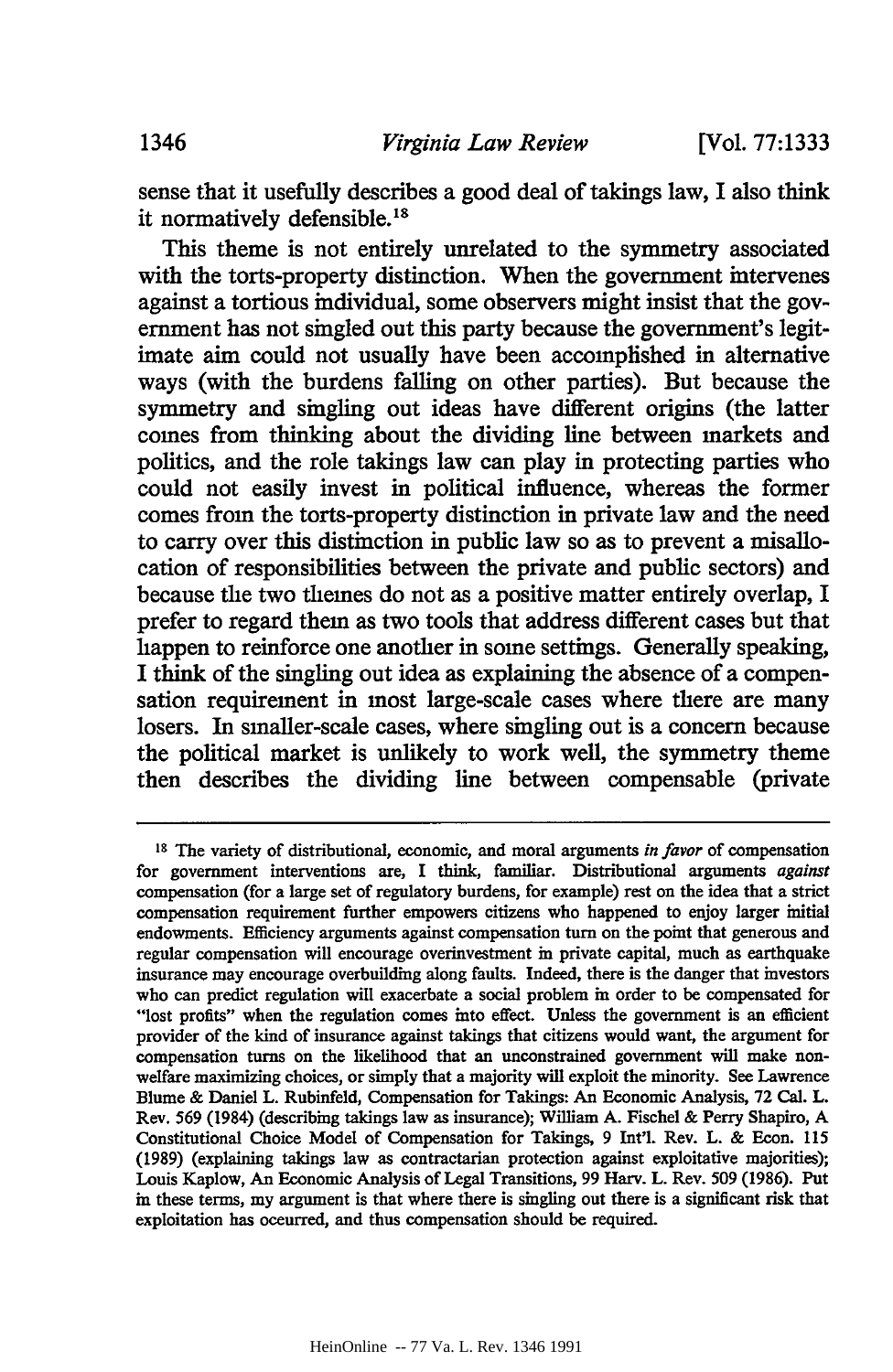sense that it usefully describes a good deal of takings law, I also think it normatively defensible.[18]

This theme is not entirely unrelated to the symmetry associated with the torts-property distinction. When the government intervenes against a tortious individual, some observers might insist that the government has not singled out this party because the government's legitimate aim could not usually have been accomplished in alternative ways (with the burdens falling on other parties). But because the symmetry and singling out ideas have different origins (the latter comes from thinking about the dividing line between markets and politics, and the role takings law can play in protecting parties who could not easily invest in political influence, whereas the former comes from the torts-property distinction in private law and the need to carry over this distinction in public law so as to prevent a misallocation of responsibilities between the private and public sectors) and because the two themes do not as a positive matter entirely overlap, I prefer to regard them as two tools that address different cases but that happen to reinforce one another in some settings. Generally speaking, I think of the singling out idea as explaining the absence of a compensation requirement in most large-scale cases where there are many losers. In smaller-scale cases, where singling out is a concern because the political market is unlikely to work well, the symmetry theme then describes the dividing line between compensable (private

---

[18] The variety of distributional, economic, and moral arguments *in favor* of compensation for government interventions are, I think, familiar. Distributional arguments *against* compensation (for a large set of regulatory burdens, for example) rest on the idea that a strict compensation requirement further empowers citizens who happened to enjoy larger initial endowments. Efficiency arguments against compensation turn on the point that generous and regular compensation will encourage overinvestment in private capital, much as earthquake insurance may encourage overbuilding along faults. Indeed, there is the danger that investors who can predict regulation will exacerbate a social problem in order to be compensated for "lost profits" when the regulation comes into effect. Unless the government is an efficient provider of the kind of insurance against takings that citizens would want, the argument for compensation turns on the likelihood that an unconstrained government will make non-welfare maximizing choices, or simply that a majority will exploit the minority. See Lawrence Blume & Daniel L. Rubinfeld, Compensation for Takings: An Economic Analysis, 72 Cal. L. Rev. 569 (1984) (describing takings law as insurance); William A. Fischel & Perry Shapiro, A Constitutional Choice Model of Compensation for Takings, 9 Int'l. Rev. L. & Econ. 115 (1989) (explaining takings law as contractarian protection against exploitative majorities); Louis Kaplow, An Economic Analysis of Legal Transitions, 99 Harv. L. Rev. 509 (1986). Put in these terms, my argument is that where there is singling out there is a significant risk that exploitation has occurred, and thus compensation should be required.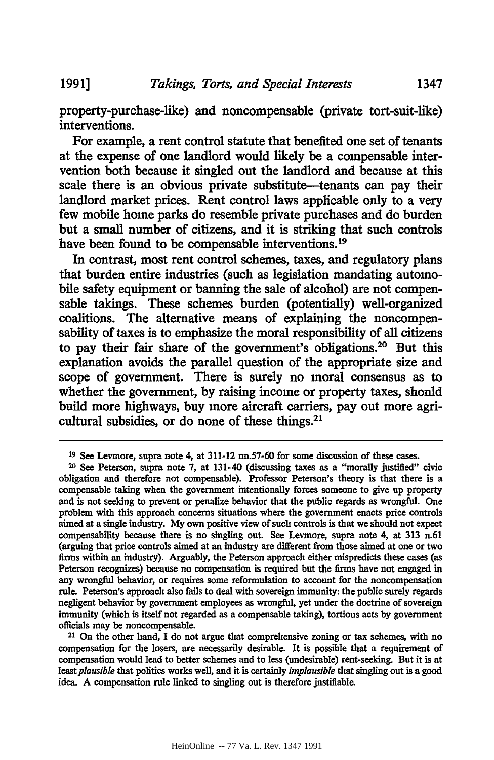property-purchase-like) and noncompensable (private tort-suit-like) interventions.

For example, a rent control statute that benefited one set of tenants at the expense of one landlord would likely be a compensable intervention both because it singled out the landlord and because at this scale there is an obvious private substitute—tenants can pay their landlord market prices. Rent control laws applicable only to a very few mobile home parks do resemble private purchases and do burden but a small number of citizens, and it is striking that such controls have been found to be compensable interventions.[19]

In contrast, most rent control schemes, taxes, and regulatory plans that burden entire industries (such as legislation mandating automobile safety equipment or banning the sale of alcohol) are not compensable takings. These schemes burden (potentially) well-organized coalitions. The alternative means of explaining the noncompensability of taxes is to emphasize the moral responsibility of all citizens to pay their fair share of the government's obligations.[20] But this explanation avoids the parallel question of the appropriate size and scope of government. There is surely no moral consensus as to whether the government, by raising income or property taxes, should build more highways, buy more aircraft carriers, pay out more agricultural subsidies, or do none of these things.[21]

---

[19] See Levmore, supra note 4, at 311-12 nn.57-60 for some discussion of these cases.

[20] See Peterson, supra note 7, at 131-40 (discussing taxes as a "morally justified" civic obligation and therefore not compensable). Professor Peterson's theory is that there is a compensable taking when the government intentionally forces someone to give up property and is not seeking to prevent or penalize behavior that the public regards as wrongful. One problem with this approach concerns situations where the government enacts price controls aimed at a single industry. My own positive view of such controls is that we should not expect compensability because there is no singling out. See Levmore, supra note 4, at 313 n.61 (arguing that price controls aimed at an industry are different from those aimed at one or two firms within an industry). Arguably, the Peterson approach either mispredicts these cases (as Peterson recognizes) because no compensation is required but the firms have not engaged in any wrongful behavior, or requires some reformulation to account for the noncompensation rule. Peterson's approach also fails to deal with sovereign immunity: the public surely regards negligent behavior by government employees as wrongful, yet under the doctrine of sovereign immunity (which is itself not regarded as a compensable taking), tortious acts by government officials may be noncompensable.

[21] On the other hand, I do not argue that comprehensive zoning or tax schemes, with no compensation for the losers, are necessarily desirable. It is possible that a requirement of compensation would lead to better schemes and to less (undesirable) rent-seeking. But it is at least *plausible* that politics works well, and it is certainly *implausible* that singling out is a good idea. A compensation rule linked to singling out is therefore justifiable.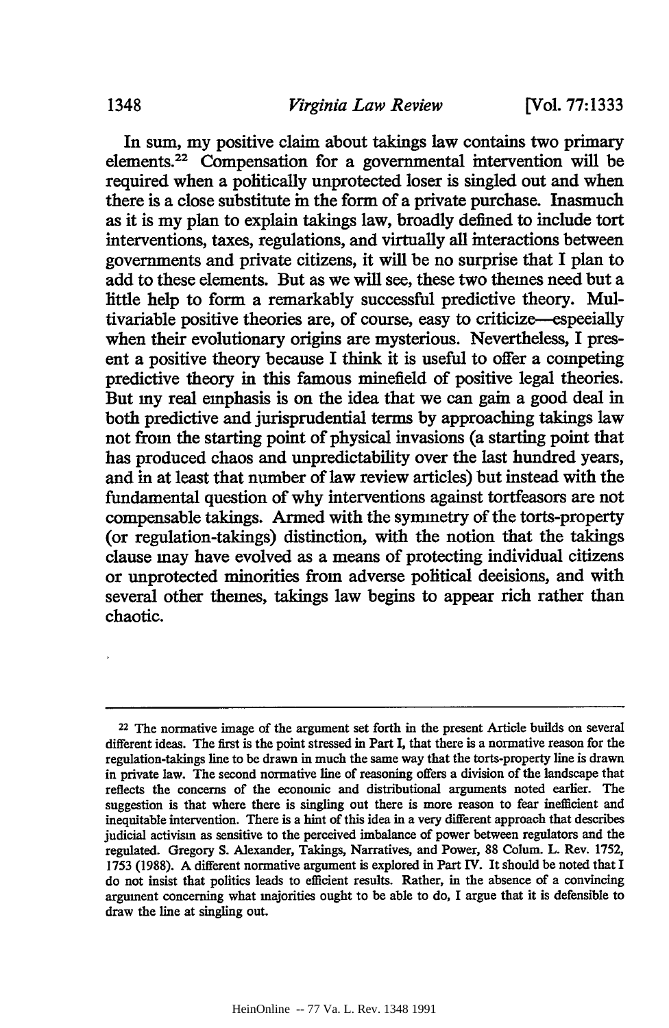In sum, my positive claim about takings law contains two primary elements.[22] Compensation for a governmental intervention will be required when a politically unprotected loser is singled out and when there is a close substitute in the form of a private purchase. Inasmuch as it is my plan to explain takings law, broadly defined to include tort interventions, taxes, regulations, and virtually all interactions between governments and private citizens, it will be no surprise that I plan to add to these elements. But as we will see, these two themes need but a little help to form a remarkably successful predictive theory. Multivariable positive theories are, of course, easy to criticize—especially when their evolutionary origins are mysterious. Nevertheless, I present a positive theory because I think it is useful to offer a competing predictive theory in this famous minefield of positive legal theories. But my real emphasis is on the idea that we can gain a good deal in both predictive and jurisprudential terms by approaching takings law not from the starting point of physical invasions (a starting point that has produced chaos and unpredictability over the last hundred years, and in at least that number of law review articles) but instead with the fundamental question of why interventions against tortfeasors are not compensable takings. Armed with the symmetry of the torts-property (or regulation-takings) distinction, with the notion that the takings clause may have evolved as a means of protecting individual citizens or unprotected minorities from adverse political decisions, and with several other themes, takings law begins to appear rich rather than chaotic.

---

[22] The normative image of the argument set forth in the present Article builds on several different ideas. The first is the point stressed in Part I, that there is a normative reason for the regulation-takings line to be drawn in much the same way that the torts-property line is drawn in private law. The second normative line of reasoning offers a division of the landscape that reflects the concerns of the economic and distributional arguments noted earlier. The suggestion is that where there is singling out there is more reason to fear inefficient and inequitable intervention. There is a hint of this idea in a very different approach that describes judicial activism as sensitive to the perceived imbalance of power between regulators and the regulated. Gregory S. Alexander, Takings, Narratives, and Power, 88 Colum. L. Rev. 1752, 1753 (1988). A different normative argument is explored in Part IV. It should be noted that I do not insist that politics leads to efficient results. Rather, in the absence of a convincing argument concerning what majorities ought to be able to do, I argue that it is defensible to draw the line at singling out.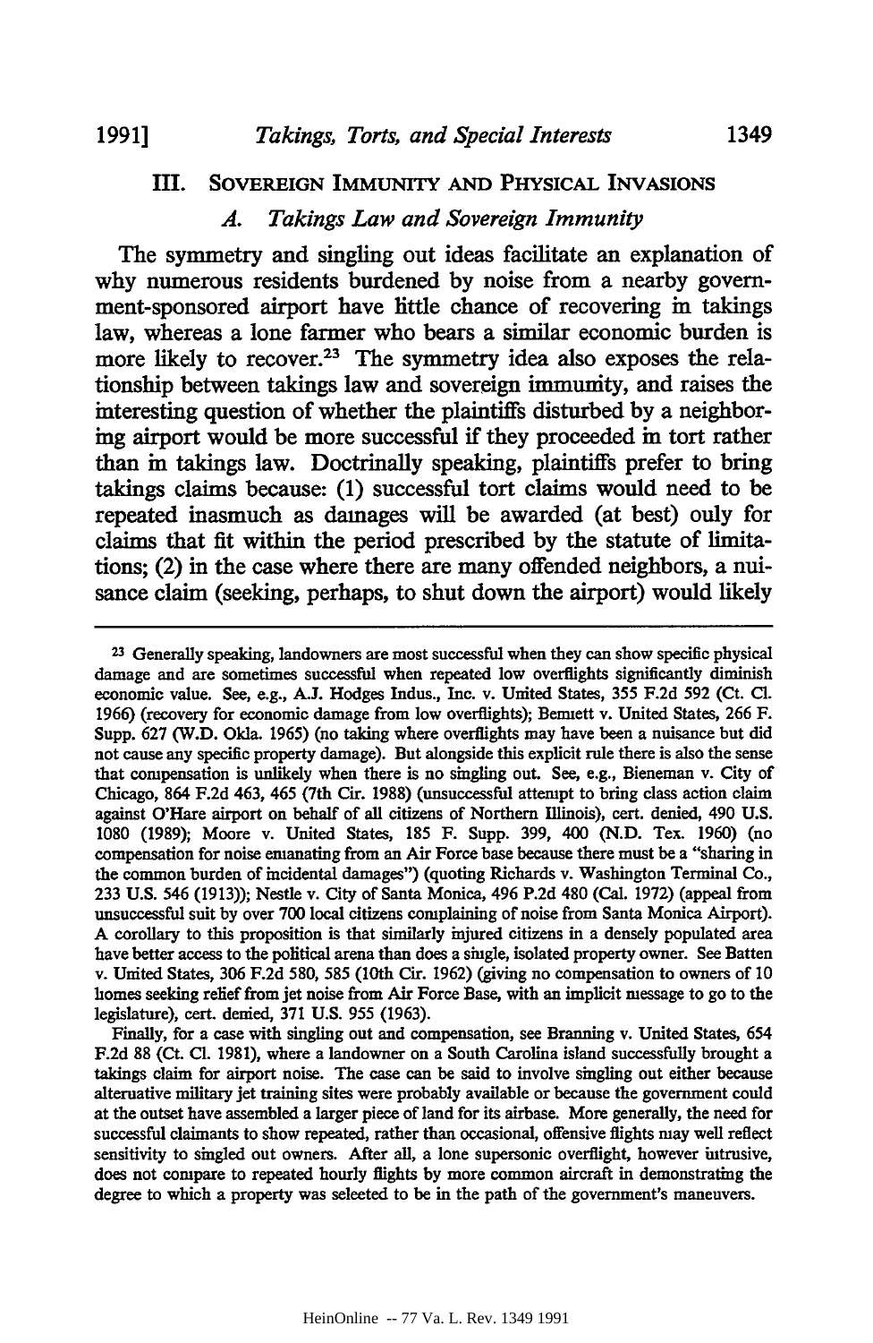## III. Sovereign Immunity and Physical Invasions

### *A. Takings Law and Sovereign Immunity*

The symmetry and singling out ideas facilitate an explanation of why numerous residents burdened by noise from a nearby government-sponsored airport have little chance of recovering in takings law, whereas a lone farmer who bears a similar economic burden is more likely to recover.[23] The symmetry idea also exposes the relationship between takings law and sovereign immunity, and raises the interesting question of whether the plaintiffs disturbed by a neighboring airport would be more successful if they proceeded in tort rather than in takings law. Doctrinally speaking, plaintiffs prefer to bring takings claims because: (1) successful tort claims would need to be repeated inasmuch as damages will be awarded (at best) only for claims that fit within the period prescribed by the statute of limitations; (2) in the case where there are many offended neighbors, a nuisance claim (seeking, perhaps, to shut down the airport) would likely

---

[23] Generally speaking, landowners are most successful when they can show specific physical damage and are sometimes successful when repeated low overflights significantly diminish economic value. See, e.g., A.J. Hodges Indus., Inc. v. United States, 355 F.2d 592 (Ct. Cl. 1966) (recovery for economic damage from low overflights); Bennett v. United States, 266 F. Supp. 627 (W.D. Okla. 1965) (no taking where overflights may have been a nuisance but did not cause any specific property damage). But alongside this explicit rule there is also the sense that compensation is unlikely when there is no singling out. See, e.g., Bieneman v. City of Chicago, 864 F.2d 463, 465 (7th Cir. 1988) (unsuccessful attempt to bring class action claim against O'Hare airport on behalf of all citizens of Northern Illinois), cert. denied, 490 U.S. 1080 (1989); Moore v. United States, 185 F. Supp. 399, 400 (N.D. Tex. 1960) (no compensation for noise emanating from an Air Force base because there must be a "sharing in the common burden of incidental damages") (quoting Richards v. Washington Terminal Co., 233 U.S. 546 (1913)); Nestle v. City of Santa Monica, 496 P.2d 480 (Cal. 1972) (appeal from unsuccessful suit by over 700 local citizens complaining of noise from Santa Monica Airport). A corollary to this proposition is that similarly injured citizens in a densely populated area have better access to the political arena than does a single, isolated property owner. See Batten v. United States, 306 F.2d 580, 585 (10th Cir. 1962) (giving no compensation to owners of 10 homes seeking relief from jet noise from Air Force Base, with an implicit message to go to the legislature), cert. denied, 371 U.S. 955 (1963).

Finally, for a case with singling out and compensation, see Branning v. United States, 654 F.2d 88 (Ct. Cl. 1981), where a landowner on a South Carolina island successfully brought a takings claim for airport noise. The case can be said to involve singling out either because alternative military jet training sites were probably available or because the government could at the outset have assembled a larger piece of land for its airbase. More generally, the need for successful claimants to show repeated, rather than occasional, offensive flights may well reflect sensitivity to singled out owners. After all, a lone supersonic overflight, however intrusive, does not compare to repeated hourly flights by more common aircraft in demonstrating the degree to which a property was selected to be in the path of the government's maneuvers.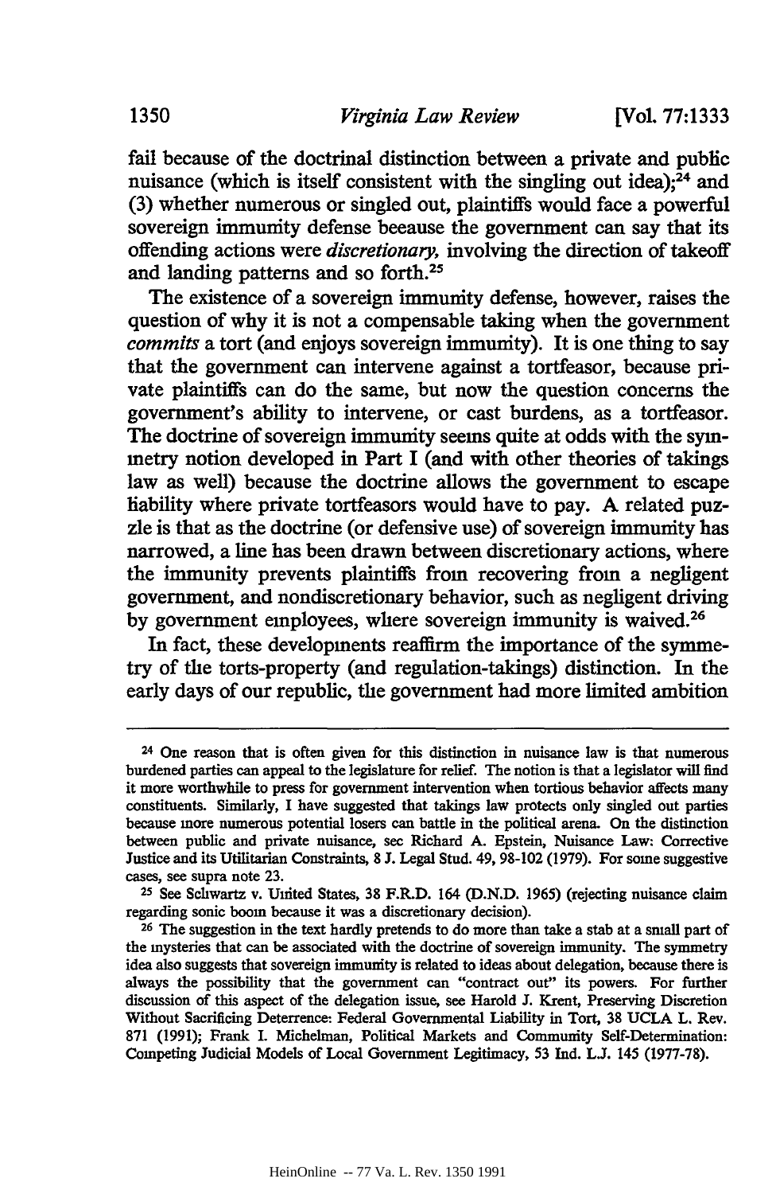fail because of the doctrinal distinction between a private and public nuisance (which is itself consistent with the singling out idea);[24] and (3) whether numerous or singled out, plaintiffs would face a powerful sovereign immunity defense because the government can say that its offending actions were *discretionary*, involving the direction of takeoff and landing patterns and so forth.[25]

The existence of a sovereign immunity defense, however, raises the question of why it is not a compensable taking when the government *commits* a tort (and enjoys sovereign immunity). It is one thing to say that the government can intervene against a tortfeasor, because private plaintiffs can do the same, but now the question concerns the government's ability to intervene, or cast burdens, as a tortfeasor. The doctrine of sovereign immunity seems quite at odds with the symmetry notion developed in Part I (and with other theories of takings law as well) because the doctrine allows the government to escape liability where private tortfeasors would have to pay. A related puzzle is that as the doctrine (or defensive use) of sovereign immunity has narrowed, a line has been drawn between discretionary actions, where the immunity prevents plaintiffs from recovering from a negligent government, and nondiscretionary behavior, such as negligent driving by government employees, where sovereign immunity is waived.[26]

In fact, these developments reaffirm the importance of the symmetry of the torts-property (and regulation-takings) distinction. In the early days of our republic, the government had more limited ambition

---

[24] One reason that is often given for this distinction in nuisance law is that numerous burdened parties can appeal to the legislature for relief. The notion is that a legislator will find it more worthwhile to press for government intervention when tortious behavior affects many constituents. Similarly, I have suggested that takings law protects only singled out parties because more numerous potential losers can battle in the political arena. On the distinction between public and private nuisance, see Richard A. Epstein, Nuisance Law: Corrective Justice and its Utilitarian Constraints, 8 J. Legal Stud. 49, 98-102 (1979). For some suggestive cases, see supra note 23.

[25] See Schwartz v. United States, 38 F.R.D. 164 (D.N.D. 1965) (rejecting nuisance claim regarding sonic boom because it was a discretionary decision).

[26] The suggestion in the text hardly pretends to do more than take a stab at a small part of the mysteries that can be associated with the doctrine of sovereign immunity. The symmetry idea also suggests that sovereign immunity is related to ideas about delegation, because there is always the possibility that the government can "contract out" its powers. For further discussion of this aspect of the delegation issue, see Harold J. Krent, Preserving Discretion Without Sacrificing Deterrence: Federal Governmental Liability in Tort, 38 UCLA L. Rev. 871 (1991); Frank I. Michelman, Political Markets and Community Self-Determination: Competing Judicial Models of Local Government Legitimacy, 53 Ind. L.J. 145 (1977-78).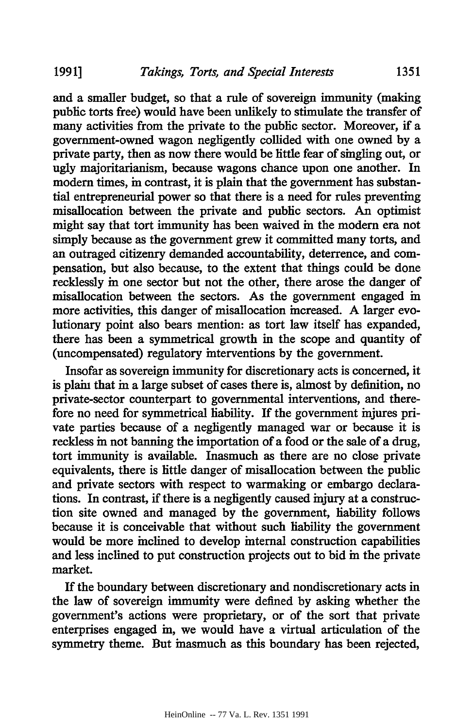and a smaller budget, so that a rule of sovereign immunity (making public torts free) would have been unlikely to stimulate the transfer of many activities from the private to the public sector. Moreover, if a government-owned wagon negligently collided with one owned by a private party, then as now there would be little fear of singling out, or ugly majoritarianism, because wagons chance upon one another. In modern times, in contrast, it is plain that the government has substantial entrepreneurial power so that there is a need for rules preventing misallocation between the private and public sectors. An optimist might say that tort immunity has been waived in the modern era not simply because as the government grew it committed many torts, and an outraged citizenry demanded accountability, deterrence, and compensation, but also because, to the extent that things could be done recklessly in one sector but not the other, there arose the danger of misallocation between the sectors. As the government engaged in more activities, this danger of misallocation increased. A larger evolutionary point also bears mention: as tort law itself has expanded, there has been a symmetrical growth in the scope and quantity of (uncompensated) regulatory interventions by the government.

Insofar as sovereign immunity for discretionary acts is concerned, it is plain that in a large subset of cases there is, almost by definition, no private-sector counterpart to governmental interventions, and therefore no need for symmetrical liability. If the government injures private parties because of a negligently managed war or because it is reckless in not banning the importation of a food or the sale of a drug, tort immunity is available. Inasmuch as there are no close private equivalents, there is little danger of misallocation between the public and private sectors with respect to warmaking or embargo declarations. In contrast, if there is a negligently caused injury at a construction site owned and managed by the government, liability follows because it is conceivable that without such liability the government would be more inclined to develop internal construction capabilities and less inclined to put construction projects out to bid in the private market.

If the boundary between discretionary and nondiscretionary acts in the law of sovereign immunity were defined by asking whether the government's actions were proprietary, or of the sort that private enterprises engaged in, we would have a virtual articulation of the symmetry theme. But inasmuch as this boundary has been rejected,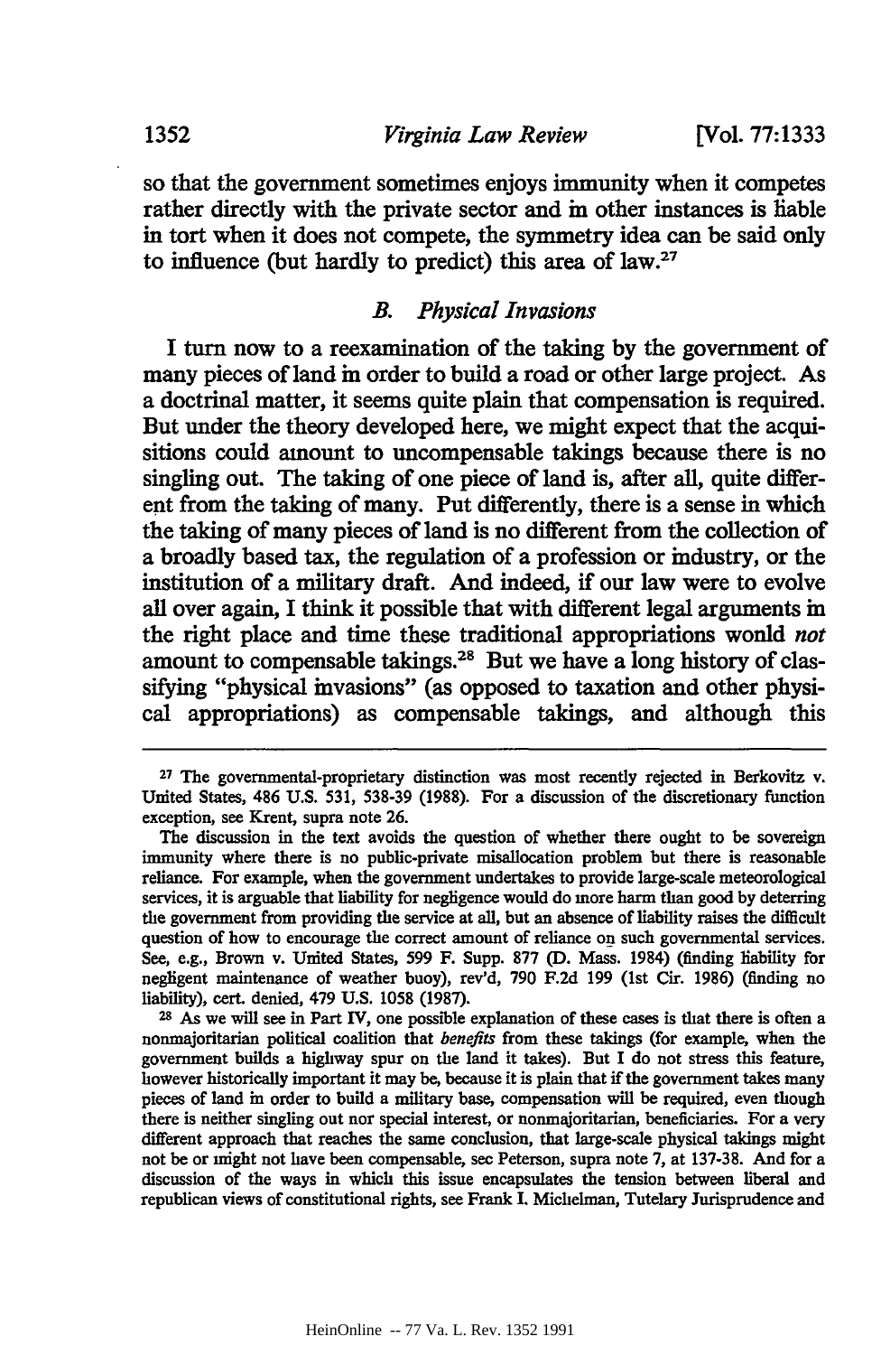so that the government sometimes enjoys immunity when it competes rather directly with the private sector and in other instances is liable in tort when it does not compete, the symmetry idea can be said only to influence (but hardly to predict) this area of law.[27]

### B. *Physical Invasions*

I turn now to a reexamination of the taking by the government of many pieces of land in order to build a road or other large project. As a doctrinal matter, it seems quite plain that compensation is required. But under the theory developed here, we might expect that the acquisitions could amount to uncompensable takings because there is no singling out. The taking of one piece of land is, after all, quite different from the taking of many. Put differently, there is a sense in which the taking of many pieces of land is no different from the collection of a broadly based tax, the regulation of a profession or industry, or the institution of a military draft. And indeed, if our law were to evolve all over again, I think it possible that with different legal arguments in the right place and time these traditional appropriations would *not* amount to compensable takings.[28] But we have a long history of classifying "physical invasions" (as opposed to taxation and other physical appropriations) as compensable takings, and although this

---

[27] The governmental-proprietary distinction was most recently rejected in Berkovitz v. United States, 486 U.S. 531, 538-39 (1988). For a discussion of the discretionary function exception, see Krent, supra note 26.

The discussion in the text avoids the question of whether there ought to be sovereign immunity where there is no public-private misallocation problem but there is reasonable reliance. For example, when the government undertakes to provide large-scale meteorological services, it is arguable that liability for negligence would do more harm than good by deterring the government from providing the service at all, but an absence of liability raises the difficult question of how to encourage the correct amount of reliance on such governmental services. See, e.g., Brown v. United States, 599 F. Supp. 877 (D. Mass. 1984) (finding liability for negligent maintenance of weather buoy), rev'd, 790 F.2d 199 (1st Cir. 1986) (finding no liability), cert. denied, 479 U.S. 1058 (1987).

[28] As we will see in Part IV, one possible explanation of these cases is that there is often a nonmajoritarian political coalition that *benefits* from these takings (for example, when the government builds a highway spur on the land it takes). But I do not stress this feature, however historically important it may be, because it is plain that if the government takes many pieces of land in order to build a military base, compensation will be required, even though there is neither singling out nor special interest, or nonmajoritarian, beneficiaries. For a very different approach that reaches the same conclusion, that large-scale physical takings might not be or might not have been compensable, see Peterson, supra note 7, at 137-38. And for a discussion of the ways in which this issue encapsulates the tension between liberal and republican views of constitutional rights, see Frank I. Michelman, Tutelary Jurisprudence and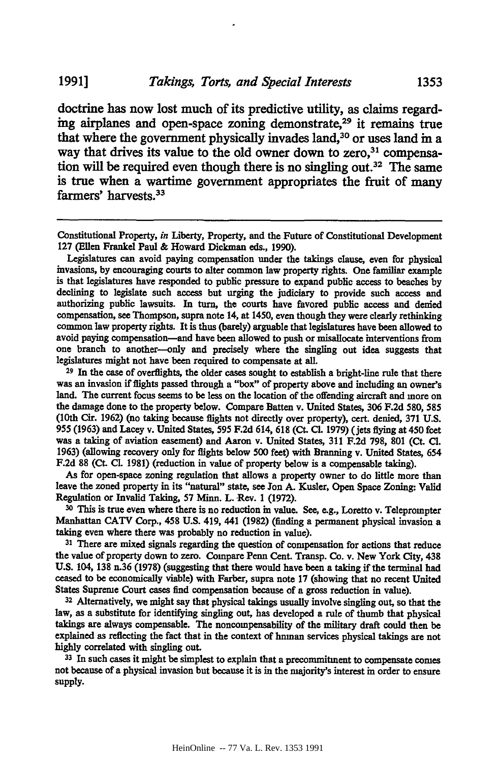doctrine has now lost much of its predictive utility, as claims regarding airplanes and open-space zoning demonstrate,[29] it remains true that where the government physically invades land,[30] or uses land in a way that drives its value to the old owner down to zero,[31] compensation will be required even though there is no singling out.[32] The same is true when a wartime government appropriates the fruit of many farmers' harvests.[33]

---

Constitutional Property, *in* Liberty, Property, and the Future of Constitutional Development 127 (Ellen Frankel Paul & Howard Dickman eds., 1990).

Legislatures can avoid paying compensation under the takings clause, even for physical invasions, by encouraging courts to alter common law property rights. One familiar example is that legislatures have responded to public pressure to expand public access to beaches by declining to legislate such access but urging the judiciary to provide such access and authorizing public lawsuits. In turn, the courts have favored public access and denied compensation, see Thompson, supra note 14, at 1450, even though they were clearly rethinking common law property rights. It is thus (barely) arguable that legislatures have been allowed to avoid paying compensation—and have been allowed to push or misallocate interventions from one branch to another—only and precisely where the singling out idea suggests that legislatures might not have been required to compensate at all.

[29] In the case of overflights, the older cases sought to establish a bright-line rule that there was an invasion if flights passed through a "box" of property above and including an owner's land. The current focus seems to be less on the location of the offending aircraft and more on the damage done to the property below. Compare Batten v. United States, 306 F.2d 580, 585 (10th Cir. 1962) (no taking because flights not directly over property), cert. denied, 371 U.S. 955 (1963) and Lacey v. United States, 595 F.2d 614, 618 (Ct. Cl. 1979) (jets flying at 450 feet was a taking of aviation easement) and Aaron v. United States, 311 F.2d 798, 801 (Ct. Cl. 1963) (allowing recovery only for flights below 500 feet) with Branning v. United States, 654 F.2d 88 (Ct. Cl. 1981) (reduction in value of property below is a compensable taking).

As for open-space zoning regulation that allows a property owner to do little more than leave the zoned property in its "natural" state, see Jon A. Kusler, Open Space Zoning: Valid Regulation or Invalid Taking, 57 Minn. L. Rev. 1 (1972).

[30] This is true even where there is no reduction in value. See, e.g., Loretto v. Teleprompter Manhattan CATV Corp., 458 U.S. 419, 441 (1982) (finding a permanent physical invasion a taking even where there was probably no reduction in value).

[31] There are mixed signals regarding the question of compensation for actions that reduce the value of property down to zero. Compare Penn Cent. Transp. Co. v. New York City, 438 U.S. 104, 138 n.36 (1978) (suggesting that there would have been a taking if the terminal had ceased to be economically viable) with Farber, supra note 17 (showing that no recent United States Supreme Court cases find compensation because of a gross reduction in value).

[32] Alternatively, we might say that physical takings usually involve singling out, so that the law, as a substitute for identifying singling out, has developed a rule of thumb that physical takings are always compensable. The noncompensability of the military draft could then be explained as reflecting the fact that in the context of human services physical takings are not highly correlated with singling out.

[33] In such cases it might be simplest to explain that a precommitment to compensate comes not because of a physical invasion but because it is in the majority's interest in order to ensure supply.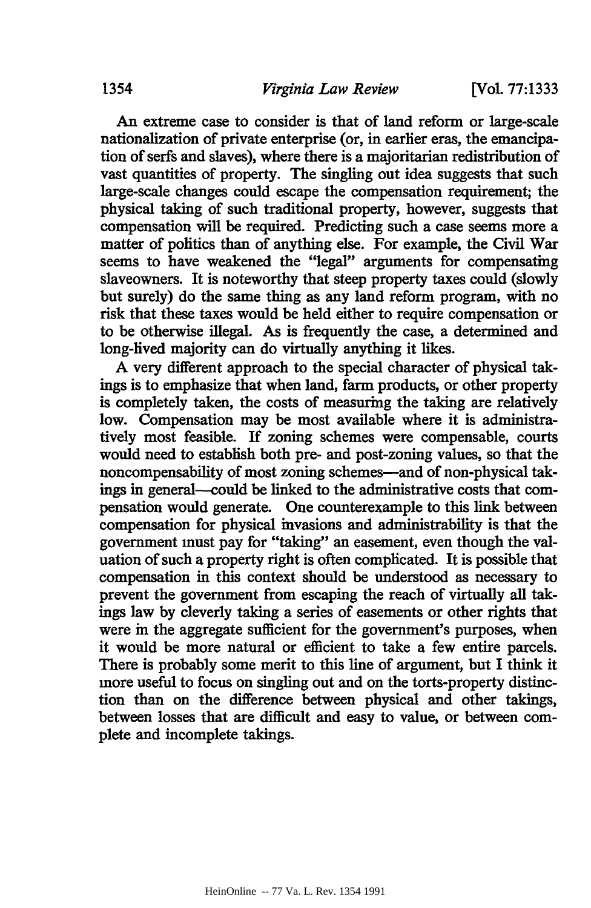An extreme case to consider is that of land reform or large-scale nationalization of private enterprise (or, in earlier eras, the emancipation of serfs and slaves), where there is a majoritarian redistribution of vast quantities of property. The singling out idea suggests that such large-scale changes could escape the compensation requirement; the physical taking of such traditional property, however, suggests that compensation will be required. Predicting such a case seems more a matter of politics than of anything else. For example, the Civil War seems to have weakened the "legal" arguments for compensating slaveowners. It is noteworthy that steep property taxes could (slowly but surely) do the same thing as any land reform program, with no risk that these taxes would be held either to require compensation or to be otherwise illegal. As is frequently the case, a determined and long-lived majority can do virtually anything it likes.

A very different approach to the special character of physical takings is to emphasize that when land, farm products, or other property is completely taken, the costs of measuring the taking are relatively low. Compensation may be most available where it is administratively most feasible. If zoning schemes were compensable, courts would need to establish both pre- and post-zoning values, so that the noncompensability of most zoning schemes—and of non-physical takings in general—could be linked to the administrative costs that compensation would generate. One counterexample to this link between compensation for physical invasions and administrability is that the government must pay for "taking" an easement, even though the valuation of such a property right is often complicated. It is possible that compensation in this context should be understood as necessary to prevent the government from escaping the reach of virtually all takings law by cleverly taking a series of easements or other rights that were in the aggregate sufficient for the government's purposes, when it would be more natural or efficient to take a few entire parcels. There is probably some merit to this line of argument, but I think it more useful to focus on singling out and on the torts-property distinction than on the difference between physical and other takings, between losses that are difficult and easy to value, or between complete and incomplete takings.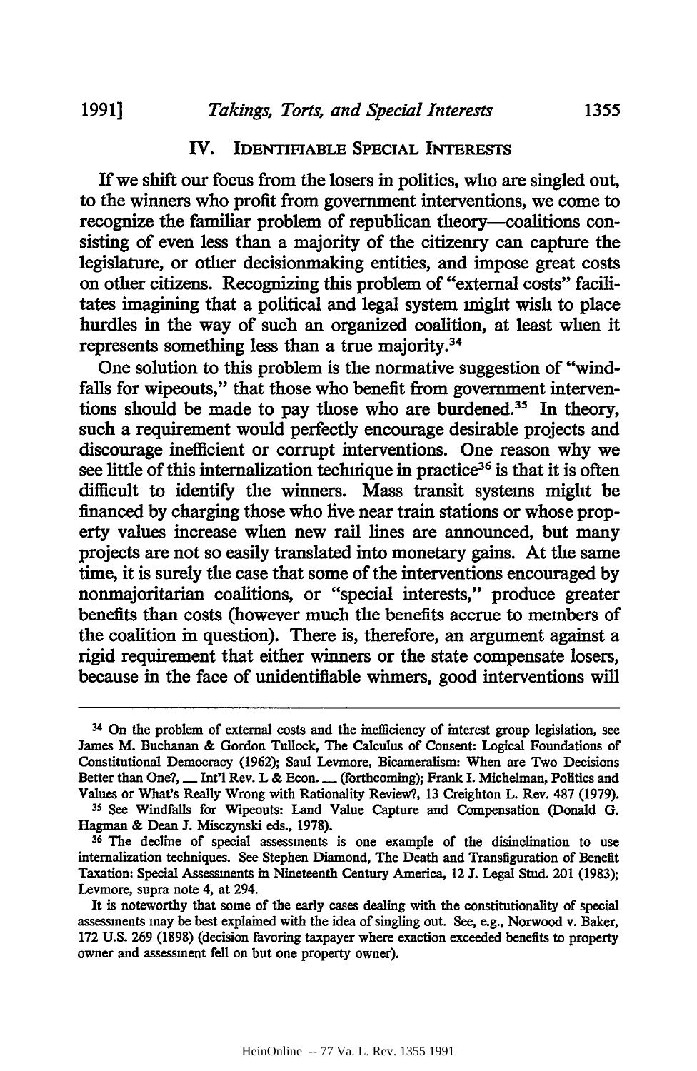## IV. Identifiable Special Interests

If we shift our focus from the losers in politics, who are singled out, to the winners who profit from government interventions, we come to recognize the familiar problem of republican theory—coalitions consisting of even less than a majority of the citizenry can capture the legislature, or other decisionmaking entities, and impose great costs on other citizens. Recognizing this problem of "external costs" facilitates imagining that a political and legal system might wish to place hurdles in the way of such an organized coalition, at least when it represents something less than a true majority.[34]

One solution to this problem is the normative suggestion of "windfalls for wipeouts," that those who benefit from government interventions should be made to pay those who are burdened.[35] In theory, such a requirement would perfectly encourage desirable projects and discourage inefficient or corrupt interventions. One reason why we see little of this internalization technique in practice[36] is that it is often difficult to identify the winners. Mass transit systems might be financed by charging those who live near train stations or whose property values increase when new rail lines are announced, but many projects are not so easily translated into monetary gains. At the same time, it is surely the case that some of the interventions encouraged by nonmajoritarian coalitions, or "special interests," produce greater benefits than costs (however much the benefits accrue to members of the coalition in question). There is, therefore, an argument against a rigid requirement that either winners or the state compensate losers, because in the face of unidentifiable winners, good interventions will

---

[34] On the problem of external costs and the inefficiency of interest group legislation, see James M. Buchanan & Gordon Tullock, The Calculus of Consent: Logical Foundations of Constitutional Democracy (1962); Saul Levmore, Bicameralism: When are Two Decisions Better than One?, __ Int'l Rev. L & Econ. __ (forthcoming); Frank I. Michelman, Politics and Values or What's Really Wrong with Rationality Review?, 13 Creighton L. Rev. 487 (1979).

[35] See Windfalls for Wipeouts: Land Value Capture and Compensation (Donald G. Hagman & Dean J. Misczynski eds., 1978).

[36] The decline of special assessments is one example of the disinclination to use internalization techniques. See Stephen Diamond, The Death and Transfiguration of Benefit Taxation: Special Assessments in Nineteenth Century America, 12 J. Legal Stud. 201 (1983); Levmore, supra note 4, at 294.

It is noteworthy that some of the early cases dealing with the constitutionality of special assessments may be best explained with the idea of singling out. See, e.g., Norwood v. Baker, 172 U.S. 269 (1898) (decision favoring taxpayer where exaction exceeded benefits to property owner and assessment fell on but one property owner).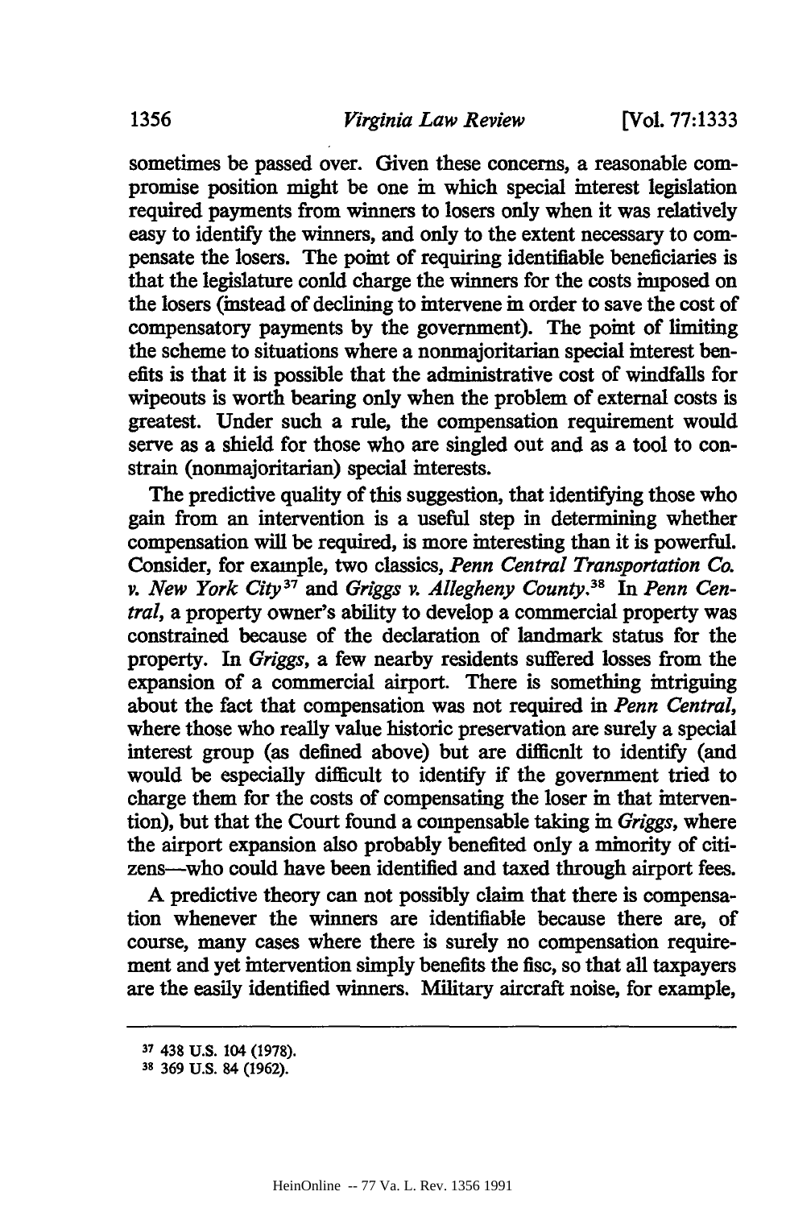sometimes be passed over. Given these concerns, a reasonable compromise position might be one in which special interest legislation required payments from winners to losers only when it was relatively easy to identify the winners, and only to the extent necessary to compensate the losers. The point of requiring identifiable beneficiaries is that the legislature could charge the winners for the costs imposed on the losers (instead of declining to intervene in order to save the cost of compensatory payments by the government). The point of limiting the scheme to situations where a nonmajoritarian special interest benefits is that it is possible that the administrative cost of windfalls for wipeouts is worth bearing only when the problem of external costs is greatest. Under such a rule, the compensation requirement would serve as a shield for those who are singled out and as a tool to constrain (nonmajoritarian) special interests.

The predictive quality of this suggestion, that identifying those who gain from an intervention is a useful step in determining whether compensation will be required, is more interesting than it is powerful. Consider, for example, two classics, *Penn Central Transportation Co. v. New York City*[37] and *Griggs v. Allegheny County*.[38] In *Penn Central*, a property owner's ability to develop a commercial property was constrained because of the declaration of landmark status for the property. In *Griggs*, a few nearby residents suffered losses from the expansion of a commercial airport. There is something intriguing about the fact that compensation was not required in *Penn Central*, where those who really value historic preservation are surely a special interest group (as defined above) but are difficult to identify (and would be especially difficult to identify if the government tried to charge them for the costs of compensating the loser in that intervention), but that the Court found a compensable taking in *Griggs*, where the airport expansion also probably benefited only a minority of citizens—who could have been identified and taxed through airport fees.

A predictive theory can not possibly claim that there is compensation whenever the winners are identifiable because there are, of course, many cases where there is surely no compensation requirement and yet intervention simply benefits the fisc, so that all taxpayers are the easily identified winners. Military aircraft noise, for example,

[37] 438 U.S. 104 (1978).

[38] 369 U.S. 84 (1962).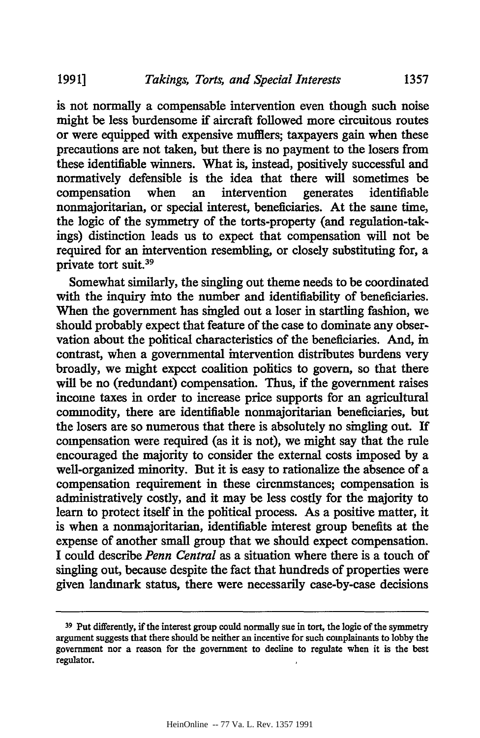is not normally a compensable intervention even though such noise might be less burdensome if aircraft followed more circuitous routes or were equipped with expensive mufflers; taxpayers gain when these precautions are not taken, but there is no payment to the losers from these identifiable winners. What is, instead, positively successful and normatively defensible is the idea that there will sometimes be compensation when an intervention generates identifiable nonmajoritarian, or special interest, beneficiaries. At the same time, the logic of the symmetry of the torts-property (and regulation-takings) distinction leads us to expect that compensation will not be required for an intervention resembling, or closely substituting for, a private tort suit.[39]

Somewhat similarly, the singling out theme needs to be coordinated with the inquiry into the number and identifiability of beneficiaries. When the government has singled out a loser in startling fashion, we should probably expect that feature of the case to dominate any observation about the political characteristics of the beneficiaries. And, in contrast, when a governmental intervention distributes burdens very broadly, we might expcct coalition politics to govern, so that there will be no (redundant) compensation. Thus, if the government raises income taxes in order to increase price supports for an agricultural commodity, there are identifiable nonmajoritarian beneficiaries, but the losers are so numerous that there is absolutely no singling out. If compensation were required (as it is not), we might say that the rule encouraged the majority to consider the external costs imposed by a well-organized minority. But it is easy to rationalize the absence of a compensation requirement in these circnmstances; compensation is administratively costly, and it may be less costly for the majority to learn to protect itself in the political process. As a positive matter, it is when a nonmajoritarian, identifiable interest group benefits at the expense of another small group that we should expect compensation. I could describe *Penn Central* as a situation where there is a touch of singling out, because despite the fact that hundreds of properties were given landmark status, there were necessarily case-by-case decisions

---

[39] Put differently, if the interest group could normally sue in tort, the logic of the symmetry argument suggests that there should be neither an incentive for such complainants to lobby the government nor a reason for the government to decline to regulate when it is the best regulator.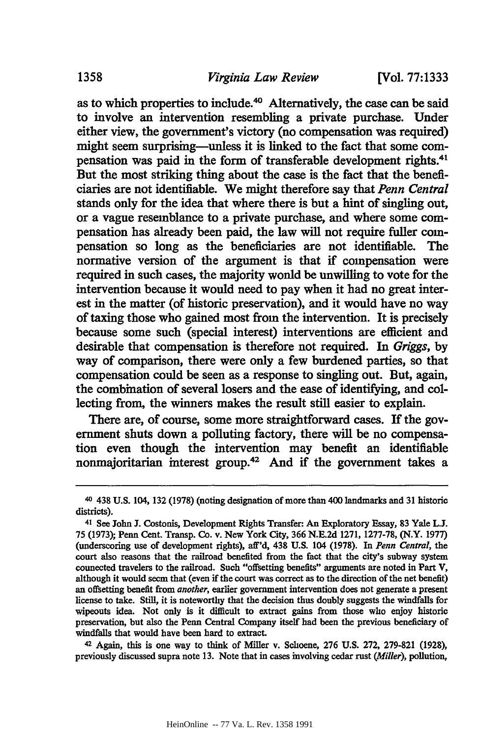as to which properties to include.[40] Alternatively, the case can be said to involve an intervention resembling a private purchase. Under either view, the government's victory (no compensation was required) might seem surprising—unless it is linked to the fact that some compensation was paid in the form of transferable development rights.[41] But the most striking thing about the case is the fact that the beneficiaries are not identifiable. We might therefore say that *Penn Central* stands only for the idea that where there is but a hint of singling out, or a vague resemblance to a private purchase, and where some compensation has already been paid, the law will not require fuller compensation so long as the beneficiaries are not identifiable. The normative version of the argument is that if compensation were required in such cases, the majority would be unwilling to vote for the intervention because it would need to pay when it had no great interest in the matter (of historic preservation), and it would have no way of taxing those who gained most from the intervention. It is precisely because some such (special interest) interventions are efficient and desirable that compensation is therefore not required. In *Griggs*, by way of comparison, there were only a few burdened parties, so that compensation could be seen as a response to singling out. But, again, the combination of several losers and the ease of identifying, and collecting from, the winners makes the result still easier to explain.

There are, of course, some more straightforward cases. If the government shuts down a polluting factory, there will be no compensation even though the intervention may benefit an identifiable nonmajoritarian interest group.[42] And if the government takes a

---

[40] 438 U.S. 104, 132 (1978) (noting designation of more than 400 landmarks and 31 historic districts).

[41] See John J. Costonis, Development Rights Transfer: An Exploratory Essay, 83 Yale L.J. 75 (1973); Penn Cent. Transp. Co. v. New York City, 366 N.E.2d 1271, 1277-78, (N.Y. 1977) (underscoring use of development rights), aff'd, 438 U.S. 104 (1978). In *Penn Central*, the court also reasons that the railroad benefited from the fact that the city's subway system connected travelers to the railroad. Such "offsetting benefits" arguments are noted in Part V, although it would seem that (even if the court was correct as to the direction of the net benefit) an offsetting benefit from *another*, earlier government intervention does not generate a present license to take. Still, it is noteworthy that the decision thus doubly suggests the windfalls for wipeouts idea. Not only is it difficult to extract gains from those who enjoy historic preservation, but also the Penn Central Company itself had been the previous beneficiary of windfalls that would have been hard to extract.

[42] Again, this is one way to think of Miller v. Schoene, 276 U.S. 272, 279-821 (1928), previously discussed supra note 13. Note that in cases involving cedar rust (*Miller*), pollution,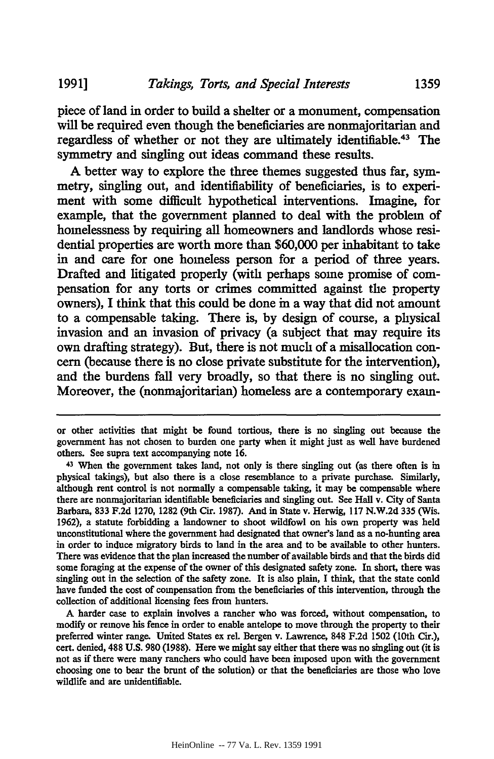piece of land in order to build a shelter or a monument, compensation will be required even though the beneficiaries are nonmajoritarian and regardless of whether or not they are ultimately identifiable.[43] The symmetry and singling out ideas command these results.

A better way to explore the three themes suggested thus far, symmetry, singling out, and identifiability of beneficiaries, is to experiment with some difficult hypothetical interventions. Imagine, for example, that the government planned to deal with the problem of homelessness by requiring all homeowners and landlords whose residential properties are worth more than $60,000 per inhabitant to take in and care for one homeless person for a period of three years. Drafted and litigated properly (with perhaps some promise of compensation for any torts or crimes committed against the property owners), I think that this could be done in a way that did not amount to a compensable taking. There is, by design of course, a physical invasion and an invasion of privacy (a subject that may require its own drafting strategy). But, there is not much of a misallocation concern (because there is no close private substitute for the intervention), and the burdens fall very broadly, so that there is no singling out. Moreover, the (nonmajoritarian) homeless are a contemporary exam-

---

or other activities that might be found tortious, there is no singling out because the government has not chosen to burden one party when it might just as well have burdened others. See supra text accompanying note 16.

[43] When the government takes land, not only is there singling out (as there often is in physical takings), but also there is a close resemblance to a private purchase. Similarly, although rent control is not normally a compensable taking, it may be compensable where there are nonmajoritarian identifiable beneficiaries and singling out. See Hall v. City of Santa Barbara, 833 F.2d 1270, 1282 (9th Cir. 1987). And in State v. Herwig, 117 N.W.2d 335 (Wis. 1962), a statute forbidding a landowner to shoot wildfowl on his own property was held unconstitutional where the government had designated that owner's land as a no-hunting area in order to induce migratory birds to land in the area and to be available to other hunters. There was evidence that the plan increased the number of available birds and that the birds did some foraging at the expense of the owner of this designated safety zone. In short, there was singling out in the selection of the safety zone. It is also plain, I think, that the state could have funded the cost of compensation from the beneficiaries of this intervention, through the collection of additional licensing fees from hunters.

A harder case to explain involves a rancher who was forced, without compensation, to modify or remove his fence in order to enable antelope to move through the property to their preferred winter range. United States ex rel. Bergen v. Lawrence, 848 F.2d 1502 (10th Cir.), cert. denied, 488 U.S. 980 (1988). Here we might say either that there was no singling out (it is not as if there were many ranchers who could have been imposed upon with the government choosing one to bear the brunt of the solution) or that the beneficiaries are those who love wildlife and are unidentifiable.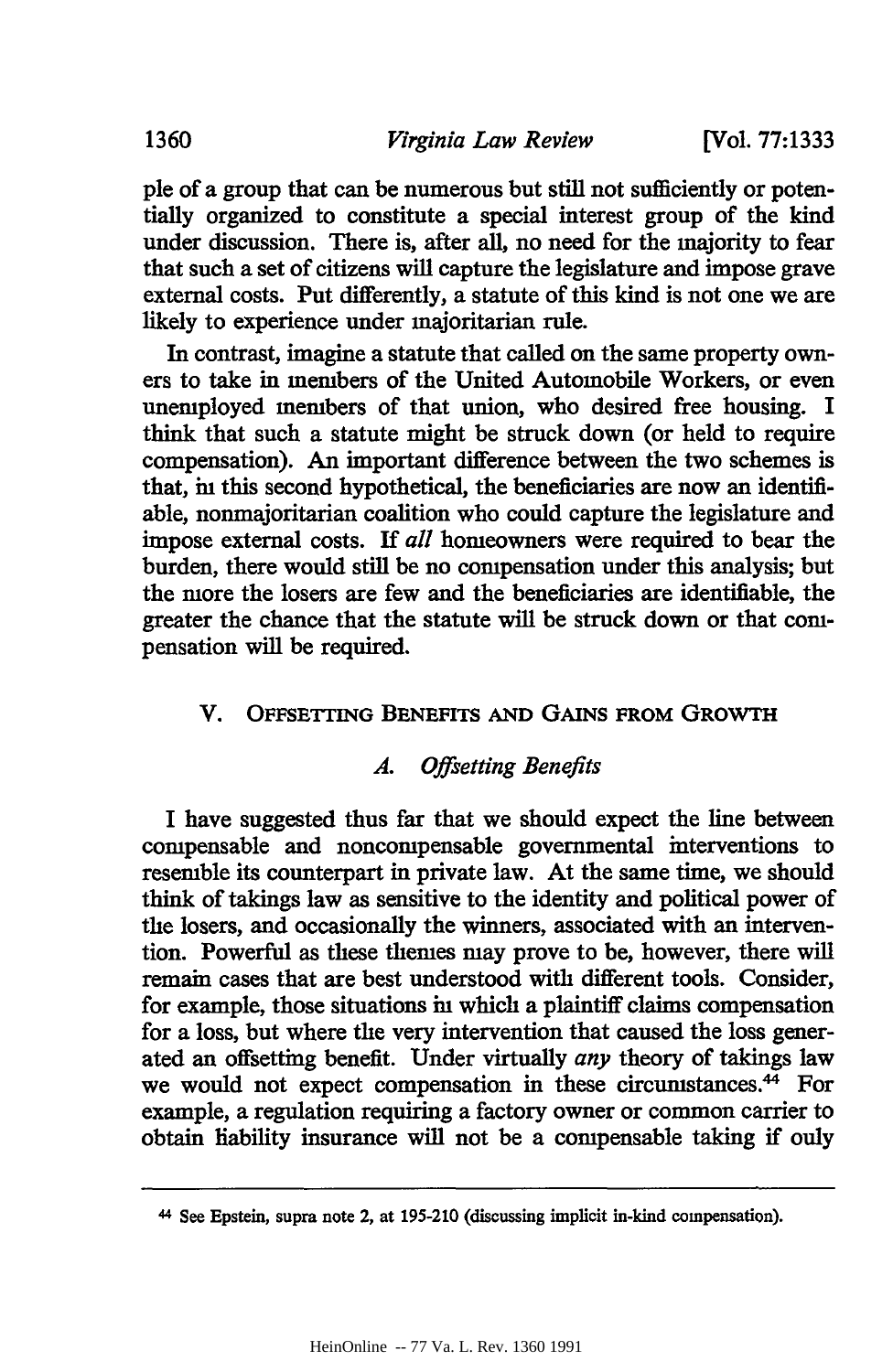ple of a group that can be numerous but still not sufficiently or potentially organized to constitute a special interest group of the kind under discussion. There is, after all, no need for the majority to fear that such a set of citizens will capture the legislature and impose grave external costs. Put differently, a statute of this kind is not one we are likely to experience under majoritarian rule.

In contrast, imagine a statute that called on the same property owners to take in members of the United Automobile Workers, or even unemployed members of that union, who desired free housing. I think that such a statute might be struck down (or held to require compensation). An important difference between the two schemes is that, in this second hypothetical, the beneficiaries are now an identifiable, nonmajoritarian coalition who could capture the legislature and impose external costs. If *all* homeowners were required to bear the burden, there would still be no compensation under this analysis; but the more the losers are few and the beneficiaries are identifiable, the greater the chance that the statute will be struck down or that compensation will be required.

## V. Offsetting Benefits and Gains from Growth

### *A. Offsetting Benefits*

I have suggested thus far that we should expect the line between compensable and noncompensable governmental interventions to resemble its counterpart in private law. At the same time, we should think of takings law as sensitive to the identity and political power of the losers, and occasionally the winners, associated with an intervention. Powerful as these themes may prove to be, however, there will remain cases that are best understood with different tools. Consider, for example, those situations in which a plaintiff claims compensation for a loss, but where the very intervention that caused the loss generated an offsetting benefit. Under virtually *any* theory of takings law we would not expect compensation in these circumstances.[44] For example, a regulation requiring a factory owner or common carrier to obtain liability insurance will not be a compensable taking if only

[44] See Epstein, supra note 2, at 195-210 (discussing implicit in-kind compensation).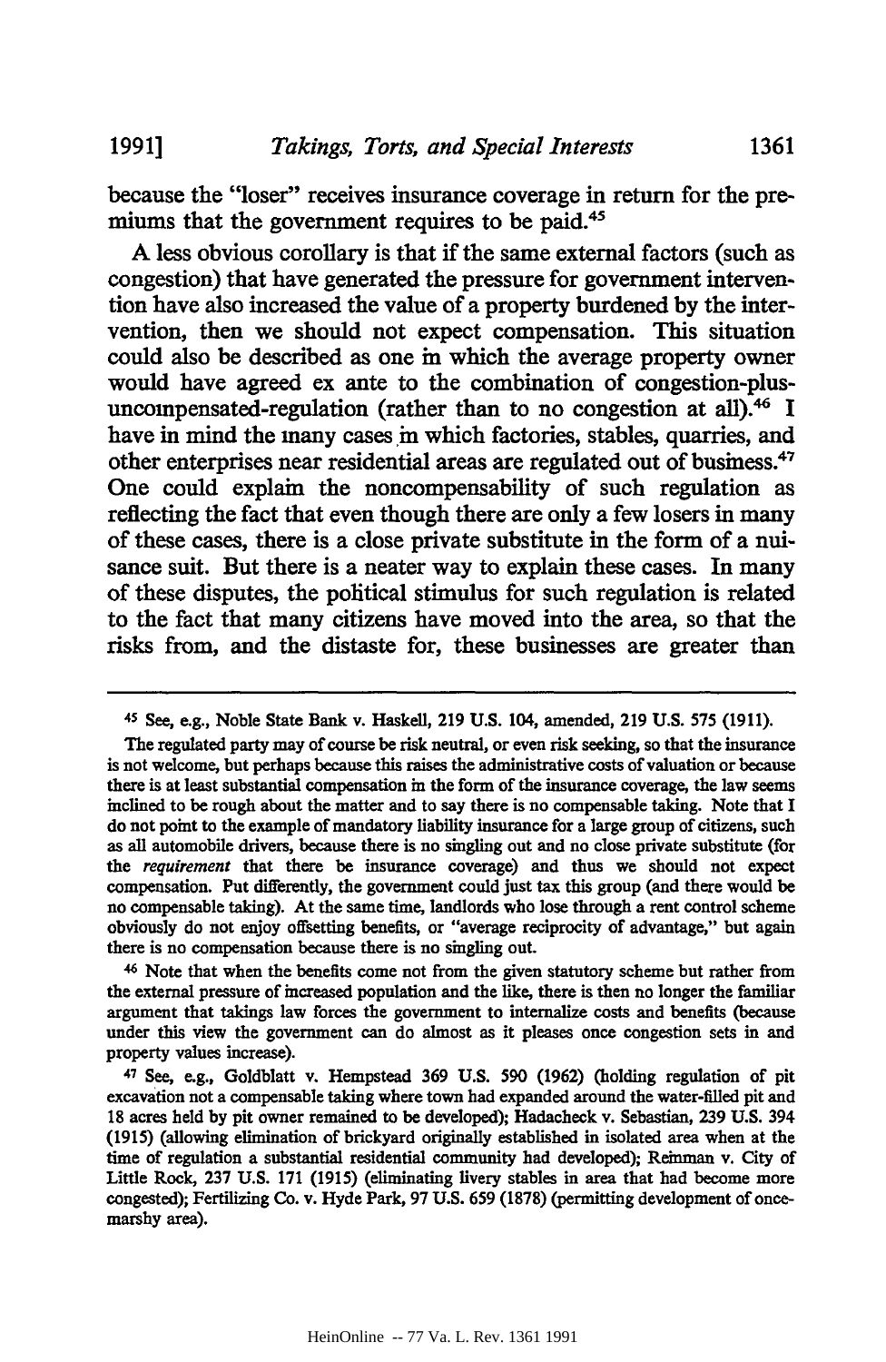because the "loser" receives insurance coverage in return for the premiums that the government requires to be paid.[45]

A less obvious corollary is that if the same external factors (such as congestion) that have generated the pressure for government intervention have also increased the value of a property burdened by the intervention, then we should not expect compensation. This situation could also be described as one in which the average property owner would have agreed ex ante to the combination of congestion-plus-uncompensated-regulation (rather than to no congestion at all).[46] I have in mind the many cases in which factories, stables, quarries, and other enterprises near residential areas are regulated out of business.[47] One could explain the noncompensability of such regulation as reflecting the fact that even though there are only a few losers in many of these cases, there is a close private substitute in the form of a nuisance suit. But there is a neater way to explain these cases. In many of these disputes, the political stimulus for such regulation is related to the fact that many citizens have moved into the area, so that the risks from, and the distaste for, these businesses are greater than

---

[45] See, e.g., Noble State Bank v. Haskell, 219 U.S. 104, amended, 219 U.S. 575 (1911).

The regulated party may of course be risk neutral, or even risk seeking, so that the insurance is not welcome, but perhaps because this raises the administrative costs of valuation or because there is at least substantial compensation in the form of the insurance coverage, the law seems inclined to be rough about the matter and to say there is no compensable taking. Note that I do not point to the example of mandatory liability insurance for a large group of citizens, such as all automobile drivers, because there is no singling out and no close private substitute (for the *requirement* that there be insurance coverage) and thus we should not expect compensation. Put differently, the government could just tax this group (and there would be no compensable taking). At the same time, landlords who lose through a rent control scheme obviously do not enjoy offsetting benefits, or "average reciprocity of advantage," but again there is no compensation because there is no singling out.

[46] Note that when the benefits come not from the given statutory scheme but rather from the external pressure of increased population and the like, there is then no longer the familiar argument that takings law forces the government to internalize costs and benefits (because under this view the government can do almost as it pleases once congestion sets in and property values increase).

[47] See, e.g., Goldblatt v. Hempstead 369 U.S. 590 (1962) (holding regulation of pit excavation not a compensable taking where town had expanded around the water-filled pit and 18 acres held by pit owner remained to be developed); Hadacheck v. Sebastian, 239 U.S. 394 (1915) (allowing elimination of brickyard originally established in isolated area when at the time of regulation a substantial residential community had developed); Reinman v. City of Little Rock, 237 U.S. 171 (1915) (eliminating livery stables in area that had become more congested); Fertilizing Co. v. Hyde Park, 97 U.S. 659 (1878) (permitting development of once-marshy area).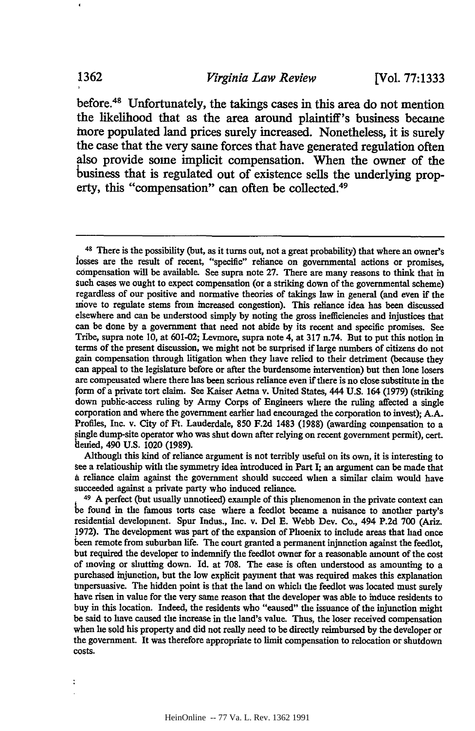before.[48] Unfortunately, the takings cases in this area do not mention the likelihood that as the area around plaintiff's business became more populated land prices surely increased. Nonetheless, it is surely the case that the very same forces that have generated regulation often also provide some implicit compensation. When the owner of the business that is regulated out of existence sells the underlying property, this "compensation" can often be collected.[49]

---

[48] There is the possibility (but, as it turns out, not a great probability) that where an owner's losses are the result of recent, "specific" reliance on governmental actions or promises, compensation will be available. See supra note 27. There are many reasons to think that in such cases we ought to expect compensation (or a striking down of the governmental scheme) regardless of our positive and normative theories of takings law in general (and even if the move to regulate stems from increased congestion). This reliance idea has been discussed elsewhere and can be understood simply by noting the gross inefficiencies and injustices that can be done by a government that need not abide by its recent and specific promises. See Tribe, supra note 10, at 601-02; Levmore, supra note 4, at 317 n.74. But to put this notion in terms of the present discussion, we might not be surprised if large numbers of citizens do not gain compensation through litigation when they have relied to their detriment (because they can appeal to the legislature before or after the burdensome intervention) but then lone losers are compensated where there has been serious reliance even if there is no close substitute in the form of a private tort claim. See Kaiser Aetna v. United States, 444 U.S. 164 (1979) (striking down public-access ruling by Army Corps of Engineers where the ruling affected a single corporation and where the government earlier had encouraged the corporation to invest); A.A. Profiles, Inc. v. City of Ft. Lauderdale, 850 F.2d 1483 (1988) (awarding compensation to a single dump-site operator who was shut down after relying on recent government permit), cert. denied, 490 U.S. 1020 (1989).

Although this kind of reliance argument is not terribly useful on its own, it is interesting to see a relationship with the symmetry idea introduced in Part I; an argument can be made that a reliance claim against the government should succeed when a similar claim would have succeeded against a private party who induced reliance.

[49] A perfect (but usually unnoticed) example of this phenomenon in the private context can be found in the famous torts case where a feedlot became a nuisance to another party's residential development. Spur Indus., Inc. v. Del E. Webb Dev. Co., 494 P.2d 700 (Ariz. 1972). The development was part of the expansion of Phoenix to include areas that had once been remote from suburban life. The court granted a permanent injunction against the feedlot, but required the developer to indemnify the feedlot owner for a reasonable amount of the cost of moving or shutting down. Id. at 708. The case is often understood as amounting to a purchased injunction, but the low explicit payment that was required makes this explanation unpersuasive. The hidden point is that the land on which the feedlot was located must surely have risen in value for the very same reason that the developer was able to induce residents to buy in this location. Indeed, the residents who "caused" the issuance of the injunction might be said to have caused the increase in the land's value. Thus, the loser received compensation when he sold his property and did not really need to be directly reimbursed by the developer or the government. It was therefore appropriate to limit compensation to relocation or shutdown costs.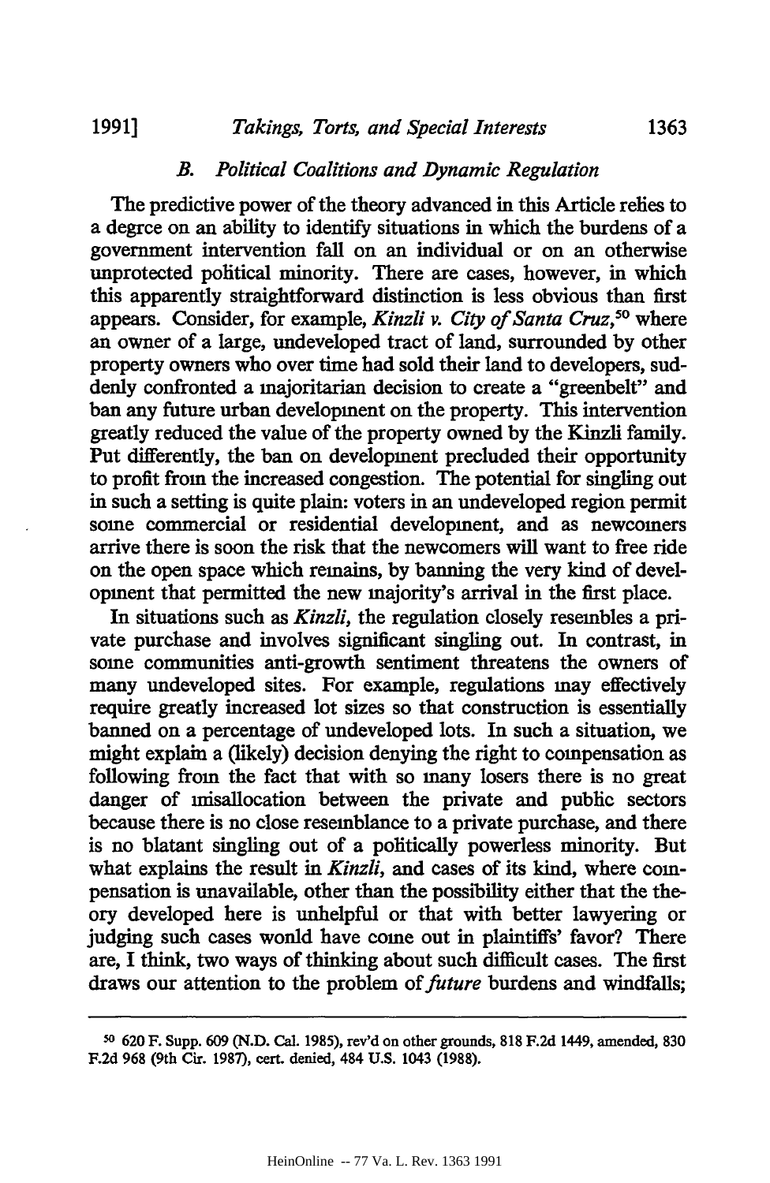### B. *Political Coalitions and Dynamic Regulation*

The predictive power of the theory advanced in this Article relies to a degree on an ability to identify situations in which the burdens of a government intervention fall on an individual or on an otherwise unprotected political minority. There are cases, however, in which this apparently straightforward distinction is less obvious than first appears. Consider, for example, *Kinzli v. City of Santa Cruz*,[50] where an owner of a large, undeveloped tract of land, surrounded by other property owners who over time had sold their land to developers, suddenly confronted a majoritarian decision to create a "greenbelt" and ban any future urban development on the property. This intervention greatly reduced the value of the property owned by the Kinzli family. Put differently, the ban on development precluded their opportunity to profit from the increased congestion. The potential for singling out in such a setting is quite plain: voters in an undeveloped region permit some commercial or residential development, and as newcomers arrive there is soon the risk that the newcomers will want to free ride on the open space which remains, by banning the very kind of development that permitted the new majority's arrival in the first place.

In situations such as *Kinzli*, the regulation closely resembles a private purchase and involves significant singling out. In contrast, in some communities anti-growth sentiment threatens the owners of many undeveloped sites. For example, regulations may effectively require greatly increased lot sizes so that construction is essentially banned on a percentage of undeveloped lots. In such a situation, we might explain a (likely) decision denying the right to compensation as following from the fact that with so many losers there is no great danger of misallocation between the private and public sectors because there is no close resemblance to a private purchase, and there is no blatant singling out of a politically powerless minority. But what explains the result in *Kinzli*, and cases of its kind, where compensation is unavailable, other than the possibility either that the theory developed here is unhelpful or that with better lawyering or judging such cases would have come out in plaintiffs' favor? There are, I think, two ways of thinking about such difficult cases. The first draws our attention to the problem of *future* burdens and windfalls;

---

[50] 620 F. Supp. 609 (N.D. Cal. 1985), rev'd on other grounds, 818 F.2d 1449, amended, 830 F.2d 968 (9th Cir. 1987), cert. denied, 484 U.S. 1043 (1988).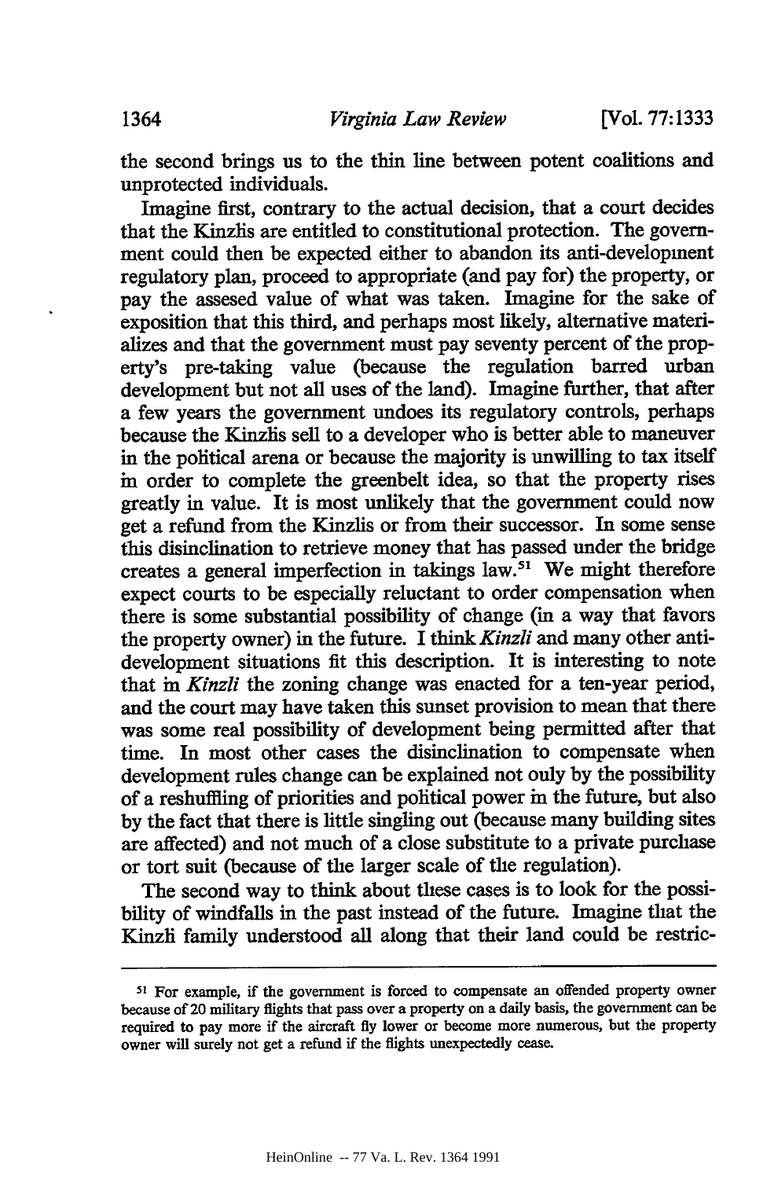the second brings us to the thin line between potent coalitions and unprotected individuals.

Imagine first, contrary to the actual decision, that a court decides that the Kinzlis are entitled to constitutional protection. The government could then be expected either to abandon its anti-development regulatory plan, proceed to appropriate (and pay for) the property, or pay the assesed value of what was taken. Imagine for the sake of exposition that this third, and perhaps most likely, alternative materializes and that the government must pay seventy percent of the property's pre-taking value (because the regulation barred urban development but not all uses of the land). Imagine further, that after a few years the government undoes its regulatory controls, perhaps because the Kinzlis sell to a developer who is better able to maneuver in the political arena or because the majority is unwilling to tax itself in order to complete the greenbelt idea, so that the property rises greatly in value. It is most unlikely that the government could now get a refund from the Kinzlis or from their successor. In some sense this disinclination to retrieve money that has passed under the bridge creates a general imperfection in takings law.[51] We might therefore expect courts to be especially reluctant to order compensation when there is some substantial possibility of change (in a way that favors the property owner) in the future. I think *Kinzli* and many other anti-development situations fit this description. It is interesting to note that in *Kinzli* the zoning change was enacted for a ten-year period, and the court may have taken this sunset provision to mean that there was some real possibility of development being permitted after that time. In most other cases the disinclination to compensate when development rules change can be explained not only by the possibility of a reshuffling of priorities and political power in the future, but also by the fact that there is little singling out (because many building sites are affected) and not much of a close substitute to a private purchase or tort suit (because of the larger scale of the regulation).

The second way to think about these cases is to look for the possibility of windfalls in the past instead of the future. Imagine that the Kinzli family understood all along that their land could be restric-

---

[51] For example, if the government is forced to compensate an offended property owner because of 20 military flights that pass over a property on a daily basis, the government can be required to pay more if the aircraft fly lower or become more numerous, but the property owner will surely not get a refund if the flights unexpectedly cease.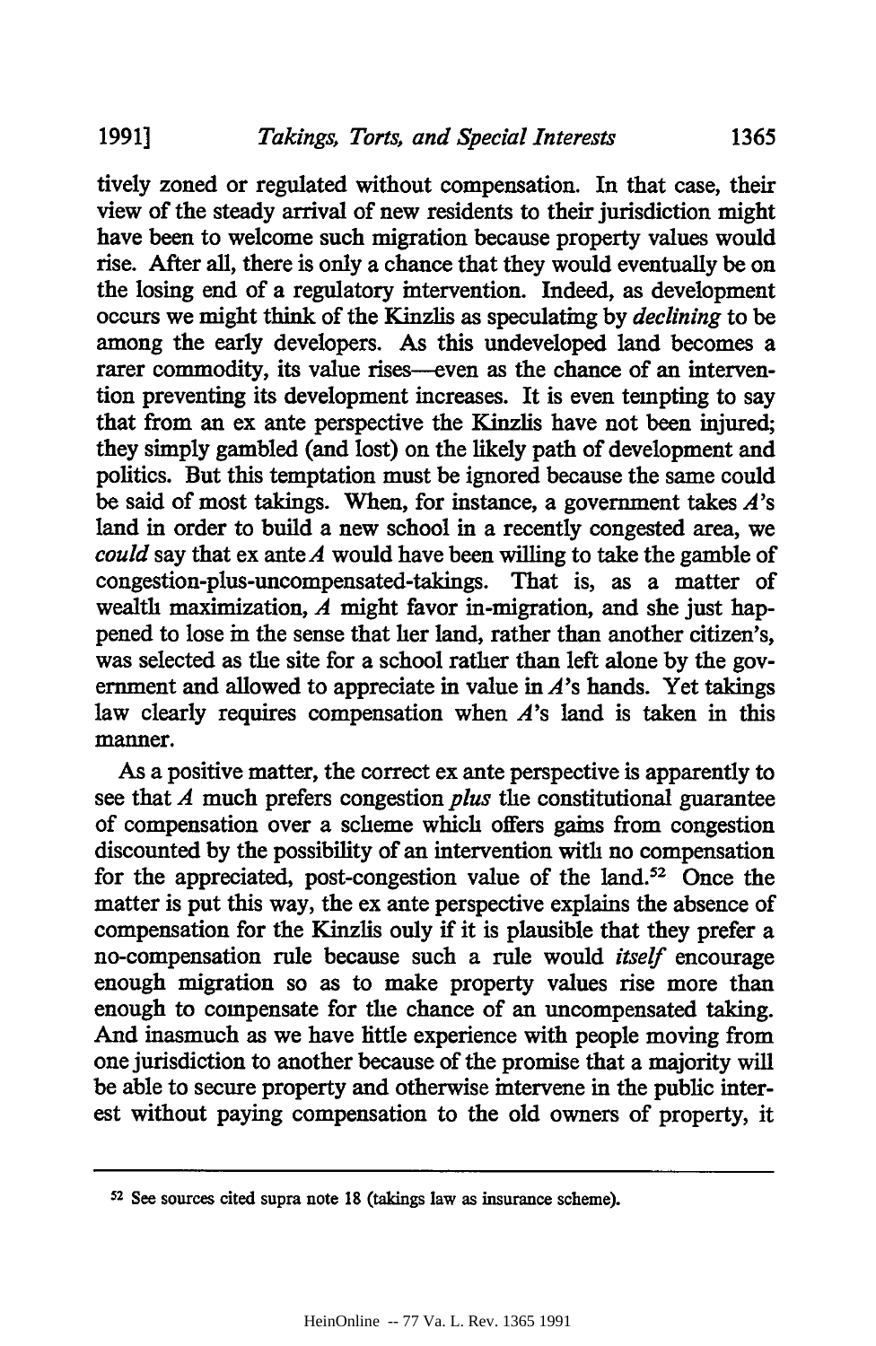tively zoned or regulated without compensation. In that case, their view of the steady arrival of new residents to their jurisdiction might have been to welcome such migration because property values would rise. After all, there is only a chance that they would eventually be on the losing end of a regulatory intervention. Indeed, as development occurs we might think of the Kinzlis as speculating by *declining* to be among the early developers. As this undeveloped land becomes a rarer commodity, its value rises—even as the chance of an intervention preventing its development increases. It is even tempting to say that from an ex ante perspective the Kinzlis have not been injured; they simply gambled (and lost) on the likely path of development and politics. But this temptation must be ignored because the same could be said of most takings. When, for instance, a government takes *A*'s land in order to build a new school in a recently congested area, we *could* say that ex ante *A* would have been willing to take the gamble of congestion-plus-uncompensated-takings. That is, as a matter of wealth maximization, *A* might favor in-migration, and she just happened to lose in the sense that her land, rather than another citizen's, was selected as the site for a school rather than left alone by the government and allowed to appreciate in value in *A*'s hands. Yet takings law clearly requires compensation when *A*'s land is taken in this manner.

As a positive matter, the correct ex ante perspective is apparently to see that *A* much prefers congestion *plus* the constitutional guarantee of compensation over a scheme which offers gains from congestion discounted by the possibility of an intervention with no compensation for the appreciated, post-congestion value of the land.[52] Once the matter is put this way, the ex ante perspective explains the absence of compensation for the Kinzlis only if it is plausible that they prefer a no-compensation rule because such a rule would *itself* encourage enough migration so as to make property values rise more than enough to compensate for the chance of an uncompensated taking. And inasmuch as we have little experience with people moving from one jurisdiction to another because of the promise that a majority will be able to secure property and otherwise intervene in the public interest without paying compensation to the old owners of property, it

---

[52] See sources cited supra note 18 (takings law as insurance scheme).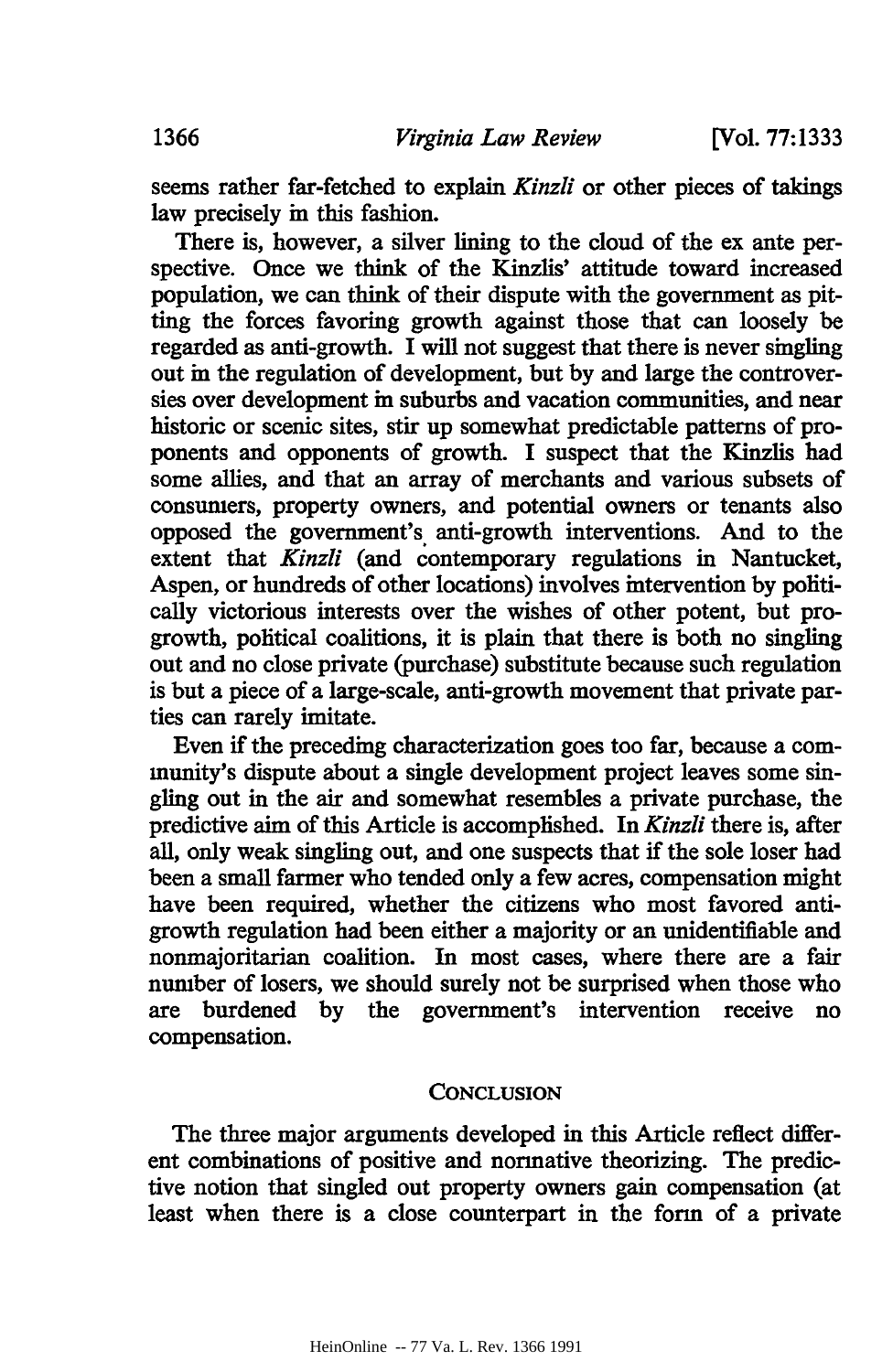seems rather far-fetched to explain *Kinzli* or other pieces of takings law precisely in this fashion.

There is, however, a silver lining to the cloud of the ex ante perspective. Once we think of the Kinzlis' attitude toward increased population, we can think of their dispute with the government as pitting the forces favoring growth against those that can loosely be regarded as anti-growth. I will not suggest that there is never singling out in the regulation of development, but by and large the controversies over development in suburbs and vacation communities, and near historic or scenic sites, stir up somewhat predictable patterns of proponents and opponents of growth. I suspect that the Kinzlis had some allies, and that an array of merchants and various subsets of consumers, property owners, and potential owners or tenants also opposed the government's anti-growth interventions. And to the extent that *Kinzli* (and contemporary regulations in Nantucket, Aspen, or hundreds of other locations) involves intervention by politically victorious interests over the wishes of other potent, but pro-growth, political coalitions, it is plain that there is both no singling out and no close private (purchase) substitute because such regulation is but a piece of a large-scale, anti-growth movement that private parties can rarely imitate.

Even if the preceding characterization goes too far, because a community's dispute about a single development project leaves some singling out in the air and somewhat resembles a private purchase, the predictive aim of this Article is accomplished. In *Kinzli* there is, after all, only weak singling out, and one suspects that if the sole loser had been a small farmer who tended only a few acres, compensation might have been required, whether the citizens who most favored anti-growth regulation had been either a majority or an unidentifiable and nonmajoritarian coalition. In most cases, where there are a fair number of losers, we should surely not be surprised when those who are burdened by the government's intervention receive no compensation.

## CONCLUSION

The three major arguments developed in this Article reflect different combinations of positive and normative theorizing. The predictive notion that singled out property owners gain compensation (at least when there is a close counterpart in the form of a private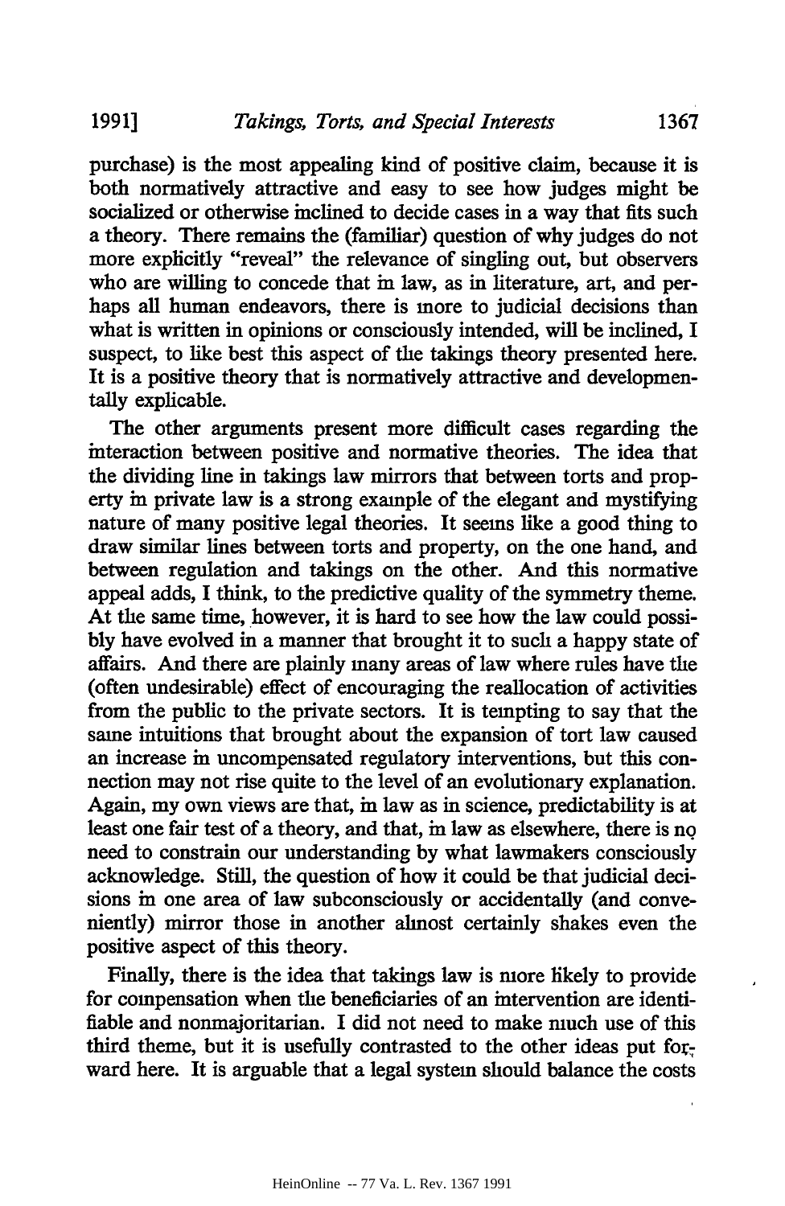purchase) is the most appealing kind of positive claim, because it is both normatively attractive and easy to see how judges might be socialized or otherwise inclined to decide cases in a way that fits such a theory. There remains the (familiar) question of why judges do not more explicitly "reveal" the relevance of singling out, but observers who are willing to concede that in law, as in literature, art, and perhaps all human endeavors, there is more to judicial decisions than what is written in opinions or consciously intended, will be inclined, I suspect, to like best this aspect of the takings theory presented here. It is a positive theory that is normatively attractive and developmentally explicable.

The other arguments present more difficult cases regarding the interaction between positive and normative theories. The idea that the dividing line in takings law mirrors that between torts and property in private law is a strong example of the elegant and mystifying nature of many positive legal theories. It seems like a good thing to draw similar lines between torts and property, on the one hand, and between regulation and takings on the other. And this normative appeal adds, I think, to the predictive quality of the symmetry theme. At the same time, however, it is hard to see how the law could possibly have evolved in a manner that brought it to such a happy state of affairs. And there are plainly many areas of law where rules have the (often undesirable) effect of encouraging the reallocation of activities from the public to the private sectors. It is tempting to say that the same intuitions that brought about the expansion of tort law caused an increase in uncompensated regulatory interventions, but this connection may not rise quite to the level of an evolutionary explanation. Again, my own views are that, in law as in science, predictability is at least one fair test of a theory, and that, in law as elsewhere, there is no need to constrain our understanding by what lawmakers consciously acknowledge. Still, the question of how it could be that judicial decisions in one area of law subconsciously or accidentally (and conveniently) mirror those in another almost certainly shakes even the positive aspect of this theory.

Finally, there is the idea that takings law is more likely to provide for compensation when the beneficiaries of an intervention are identifiable and nonmajoritarian. I did not need to make much use of this third theme, but it is usefully contrasted to the other ideas put forward here. It is arguable that a legal system should balance the costs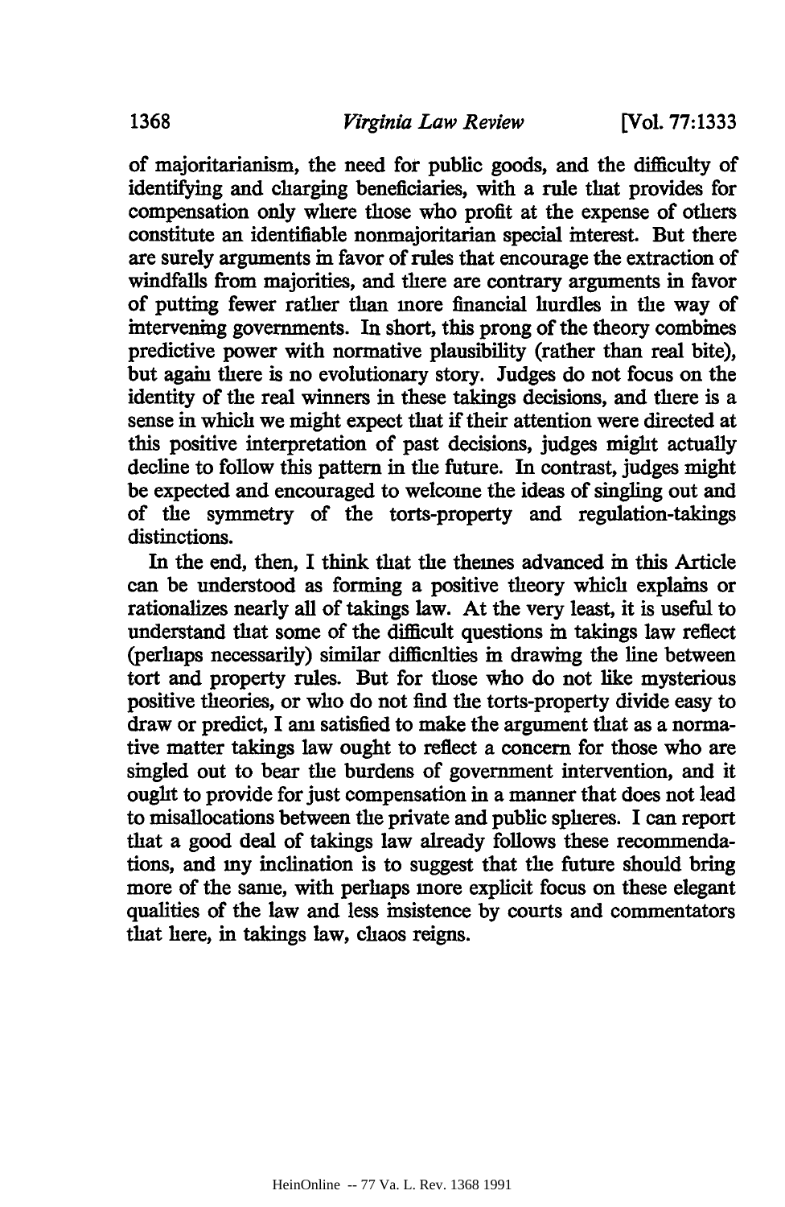of majoritarianism, the need for public goods, and the difficulty of identifying and charging beneficiaries, with a rule that provides for compensation only where those who profit at the expense of others constitute an identifiable nonmajoritarian special interest. But there are surely arguments in favor of rules that encourage the extraction of windfalls from majorities, and there are contrary arguments in favor of putting fewer rather than more financial hurdles in the way of intervening governments. In short, this prong of the theory combines predictive power with normative plausibility (rather than real bite), but again there is no evolutionary story. Judges do not focus on the identity of the real winners in these takings decisions, and there is a sense in which we might expect that if their attention were directed at this positive interpretation of past decisions, judges might actually decline to follow this pattern in the future. In contrast, judges might be expected and encouraged to welcome the ideas of singling out and of the symmetry of the torts-property and regulation-takings distinctions.

In the end, then, I think that the themes advanced in this Article can be understood as forming a positive theory which explains or rationalizes nearly all of takings law. At the very least, it is useful to understand that some of the difficult questions in takings law reflect (perhaps necessarily) similar difficulties in drawing the line between tort and property rules. But for those who do not like mysterious positive theories, or who do not find the torts-property divide easy to draw or predict, I am satisfied to make the argument that as a normative matter takings law ought to reflect a concern for those who are singled out to bear the burdens of government intervention, and it ought to provide for just compensation in a manner that does not lead to misallocations between the private and public spheres. I can report that a good deal of takings law already follows these recommendations, and my inclination is to suggest that the future should bring more of the same, with perhaps more explicit focus on these elegant qualities of the law and less insistence by courts and commentators that here, in takings law, chaos reigns.